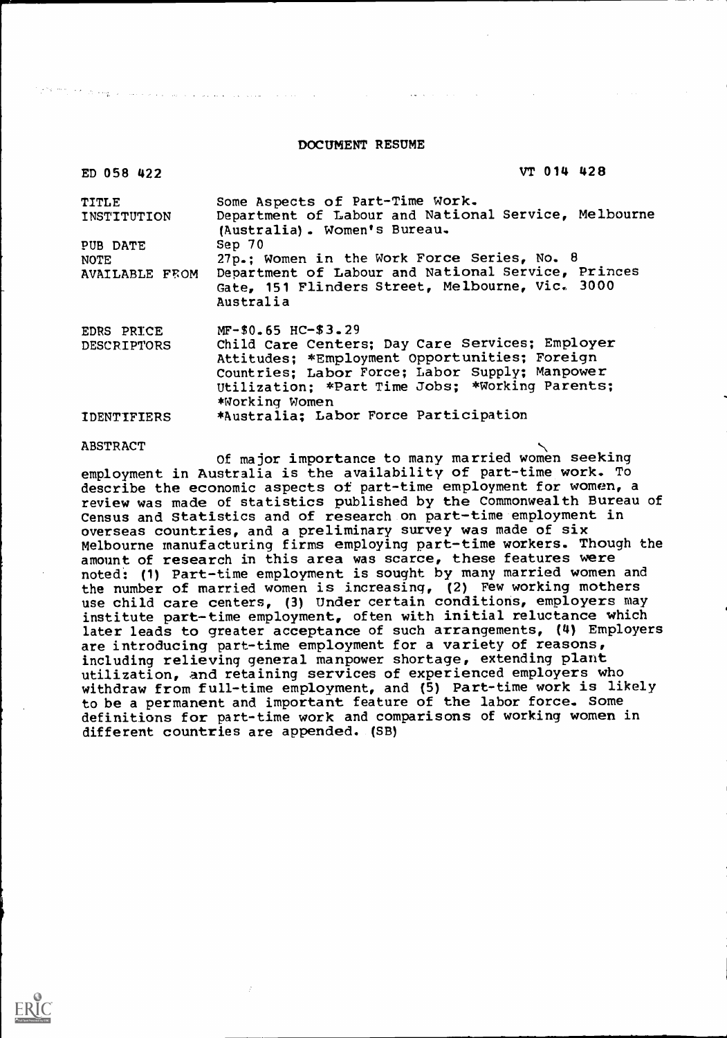# DOCUMENT RESUME

| | |
|---|---|
| ED 058 422 | VT 014 428 |
| TITLE | Some Aspects of Part-Time Work. |
| INSTITUTION | Department of Labour and National Service, Melbourne (Australia). Women's Bureau. |
| PUB DATE | Sep 70 |
| NOTE | 27p.; Women in the Work Force Series, No. 8 |
| AVAILABLE FROM | Department of Labour and National Service, Princes Gate, 151 Flinders Street, Melbourne, Vic. 3000 Australia |
| EDRS PRICE | MF-$0.65 HC-$3.29 |
| DESCRIPTORS | Child Care Centers; Day Care Services; Employer Attitudes; *Employment Opportunities; Foreign Countries; Labor Force; Labor Supply; Manpower Utilization; *Part Time Jobs; *Working Parents; *Working Women |
| IDENTIFIERS | *Australia; Labor Force Participation |

## ABSTRACT

Of major importance to many married women seeking employment in Australia is the availability of part-time work. To describe the economic aspects of part-time employment for women, a review was made of statistics published by the Commonwealth Bureau of Census and Statistics and of research on part-time employment in overseas countries, and a preliminary survey was made of six Melbourne manufacturing firms employing part-time workers. Though the amount of research in this area was scarce, these features were noted: (1) Part-time employment is sought by many married women and the number of married women is increasing, (2) Few working mothers use child care centers, (3) Under certain conditions, employers may institute part-time employment, often with initial reluctance which later leads to greater acceptance of such arrangements, (4) Employers are introducing part-time employment for a variety of reasons, including relieving general manpower shortage, extending plant utilization, and retaining services of experienced employers who withdraw from full-time employment, and (5) Part-time work is likely to be a permanent and important feature of the labor force. Some definitions for part-time work and comparisons of working women in different countries are appended. (SB)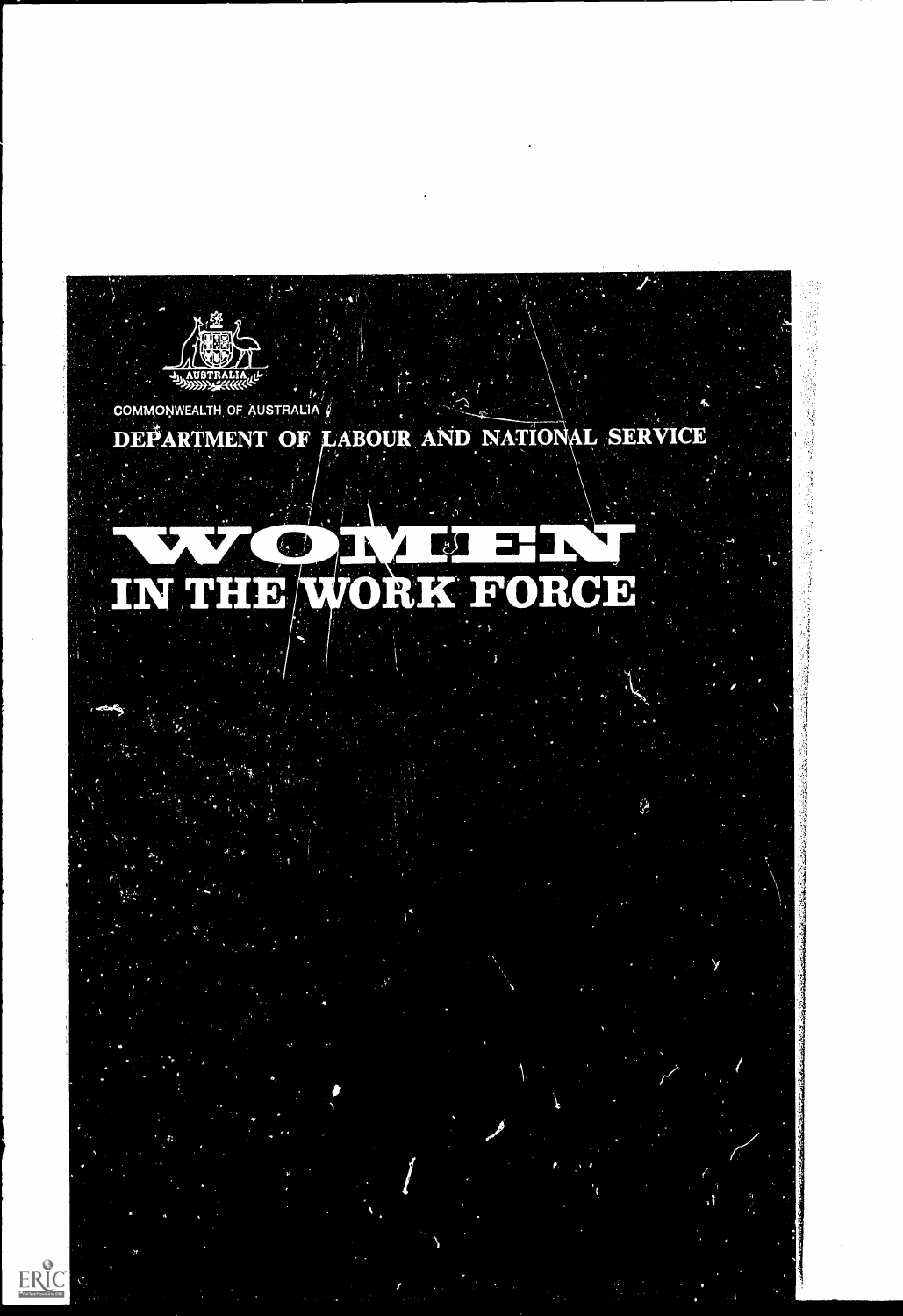COMMONWEALTH OF AUSTRALIA

DEPARTMENT OF LABOUR AND NATIONAL SERVICE

# WOMEN IN THE WORK FORCE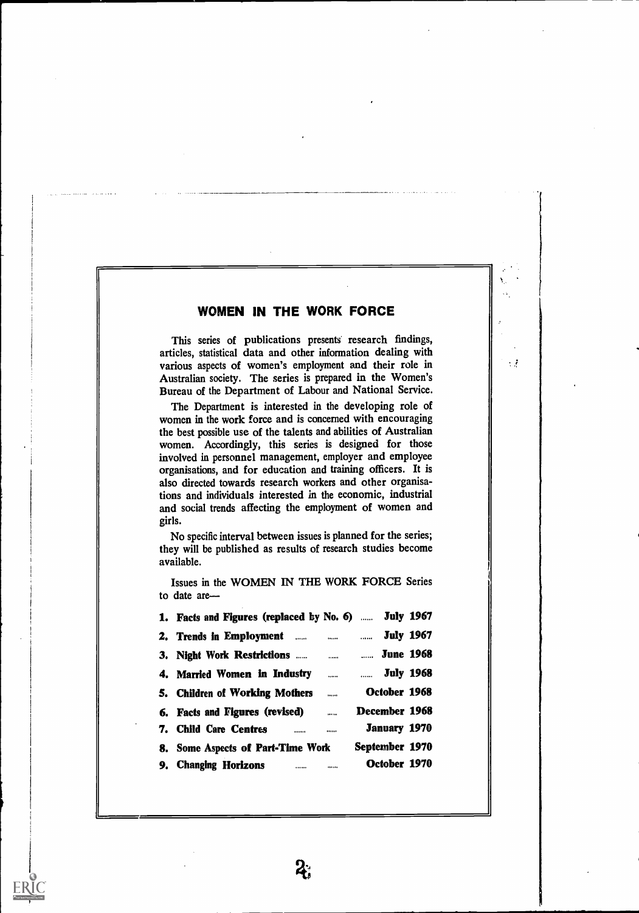## WOMEN IN THE WORK FORCE

This series of publications presents research findings, articles, statistical data and other information dealing with various aspects of women's employment and their role in Australian society. The series is prepared in the Women's Bureau of the Department of Labour and National Service.

The Department is interested in the developing role of women in the work force and is concerned with encouraging the best possible use of the talents and abilities of Australian women. Accordingly, this series is designed for those involved in personnel management, employer and employee organisations, and for education and training officers. It is also directed towards research workers and other organisations and individuals interested in the economic, industrial and social trends affecting the employment of women and girls.

No specific interval between issues is planned for the series; they will be published as results of research studies become available.

Issues in the WOMEN IN THE WORK FORCE Series to date are—

| | |
|---|---|
| **1. Facts and Figures (replaced by No. 6)** | **July 1967** |
| **2. Trends in Employment** | **July 1967** |
| **3. Night Work Restrictions** | **June 1968** |
| **4. Married Women in Industry** | **July 1968** |
| **5. Children of Working Mothers** | **October 1968** |
| **6. Facts and Figures (revised)** | **December 1968** |
| **7. Child Care Centres** | **January 1970** |
| **8. Some Aspects of Part-Time Work** | **September 1970** |
| **9. Changing Horizons** | **October 1970** |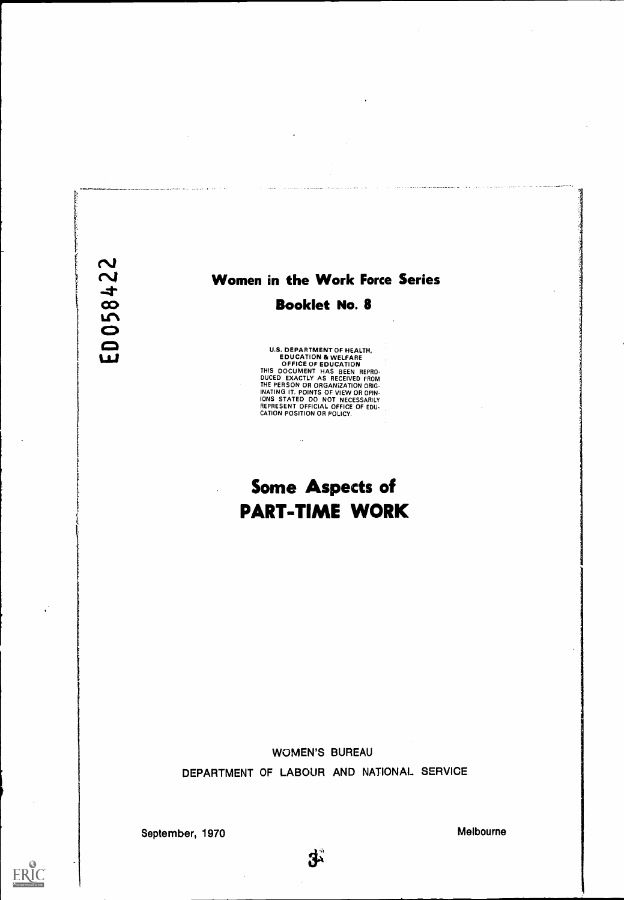ED058422

**Women in the Work Force Series**

**Booklet No. 8**

U.S. DEPARTMENT OF HEALTH, EDUCATION & WELFARE
OFFICE OF EDUCATION
THIS DOCUMENT HAS BEEN REPRODUCED EXACTLY AS RECEIVED FROM THE PERSON OR ORGANIZATION ORIGINATING IT. POINTS OF VIEW OR OPINIONS STATED DO NOT NECESSARILY REPRESENT OFFICIAL OFFICE OF EDUCATION POSITION OR POLICY.

# Some Aspects of PART-TIME WORK

WOMEN'S BUREAU

DEPARTMENT OF LABOUR AND NATIONAL SERVICE

September, 1970

Melbourne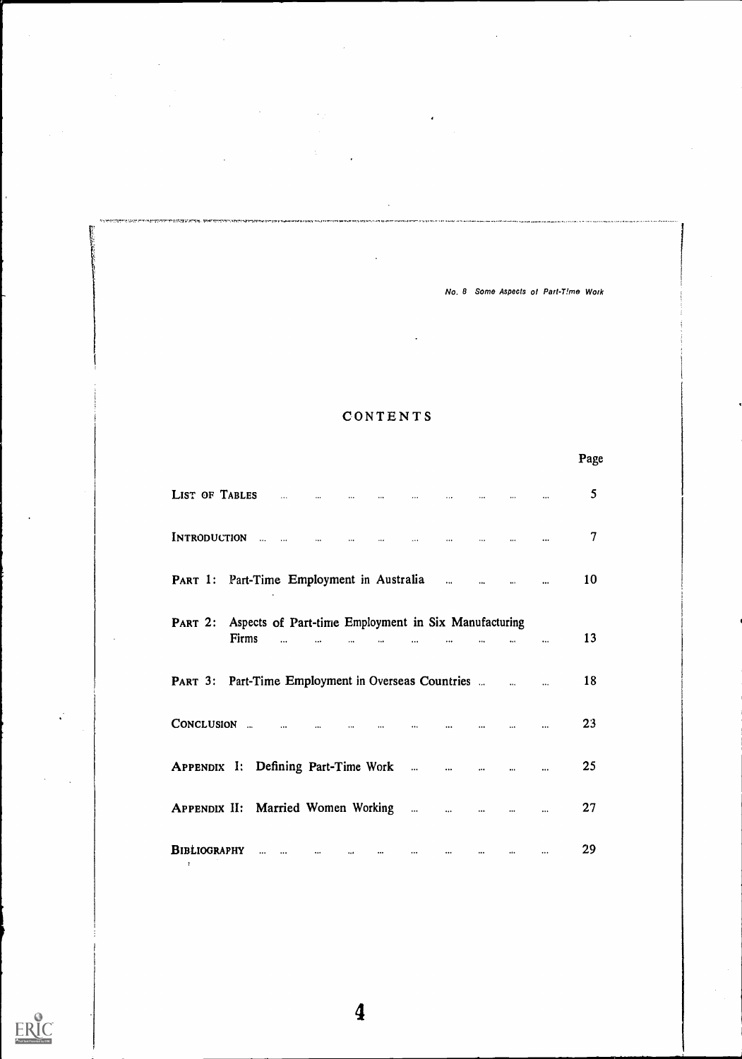# CONTENTS

| | Page |
|---|---|
| LIST OF TABLES | 5 |
| INTRODUCTION | 7 |
| PART 1: Part-Time Employment in Australia | 10 |
| PART 2: Aspects of Part-time Employment in Six Manufacturing Firms | 13 |
| PART 3: Part-Time Employment in Overseas Countries | 18 |
| CONCLUSION | 23 |
| APPENDIX I: Defining Part-Time Work | 25 |
| APPENDIX II: Married Women Working | 27 |
| BIBLIOGRAPHY | 29 |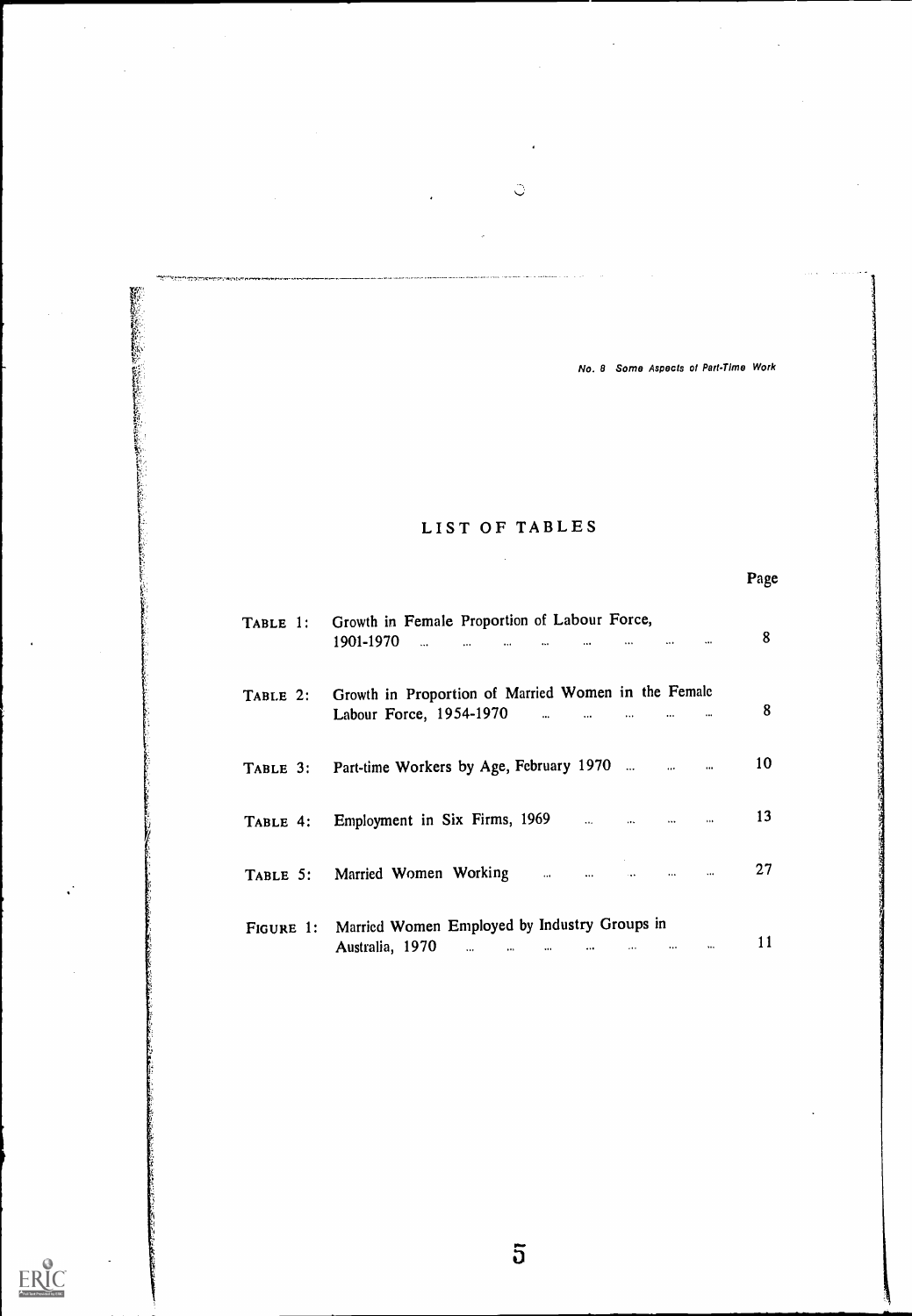# LIST OF TABLES

| | | Page |
|---|---|---|
| TABLE 1: | Growth in Female Proportion of Labour Force, 1901-1970 | 8 |
| TABLE 2: | Growth in Proportion of Married Women in the Female Labour Force, 1954-1970 | 8 |
| TABLE 3: | Part-time Workers by Age, February 1970 | 10 |
| TABLE 4: | Employment in Six Firms, 1969 | 13 |
| TABLE 5: | Married Women Working | 27 |
| FIGURE 1: | Married Women Employed by Industry Groups in Australia, 1970 | 11 |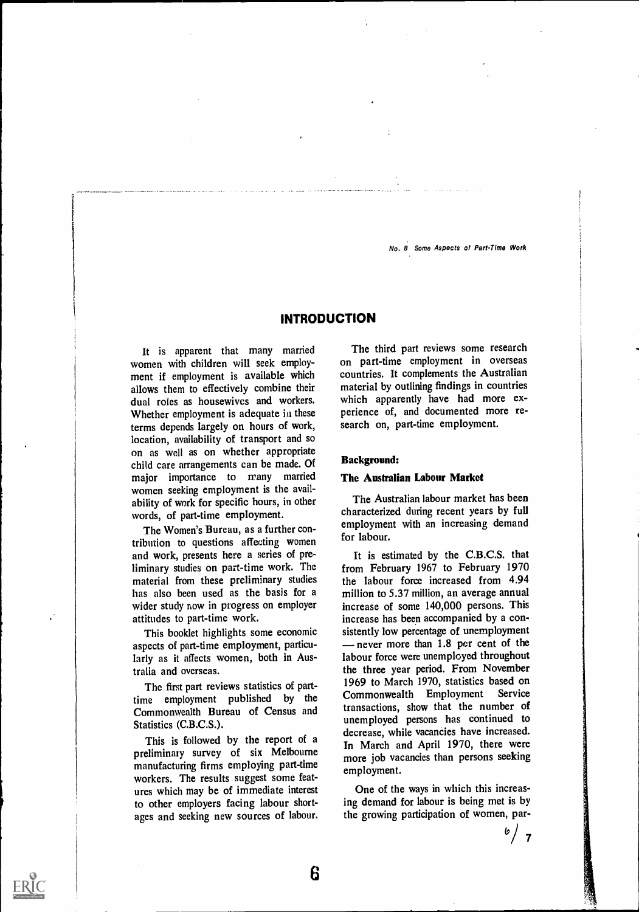# INTRODUCTION

It is apparent that many married women with children will seek employment if employment is available which allows them to effectively combine their dual roles as housewives and workers. Whether employment is adequate in these terms depends largely on hours of work, location, availability of transport and so on as well as on whether appropriate child care arrangements can be made. Of major importance to many married women seeking employment is the availability of work for specific hours, in other words, of part-time employment.

The Women's Bureau, as a further contribution to questions affecting women and work, presents here a series of preliminary studies on part-time work. The material from these preliminary studies has also been used as the basis for a wider study now in progress on employer attitudes to part-time work.

This booklet highlights some economic aspects of part-time employment, particularly as it affects women, both in Australia and overseas.

The first part reviews statistics of part-time employment published by the Commonwealth Bureau of Census and Statistics (C.B.C.S.).

This is followed by the report of a preliminary survey of six Melbourne manufacturing firms employing part-time workers. The results suggest some features which may be of immediate interest to other employers facing labour shortages and seeking new sources of labour.

The third part reviews some research on part-time employment in overseas countries. It complements the Australian material by outlining findings in countries which apparently have had more experience of, and documented more research on, part-time employment.

**Background:**

**The Australian Labour Market**

The Australian labour market has been characterized during recent years by full employment with an increasing demand for labour.

It is estimated by the C.B.C.S. that from February 1967 to February 1970 the labour force increased from 4.94 million to 5.37 million, an average annual increase of some 140,000 persons. This increase has been accompanied by a consistently low percentage of unemployment — never more than 1.8 per cent of the labour force were unemployed throughout the three year period. From November 1969 to March 1970, statistics based on Commonwealth Employment Service transactions, show that the number of unemployed persons has continued to decrease, while vacancies have increased. In March and April 1970, there were more job vacancies than persons seeking employment.

One of the ways in which this increasing demand for labour is being met is by the growing participation of women, par-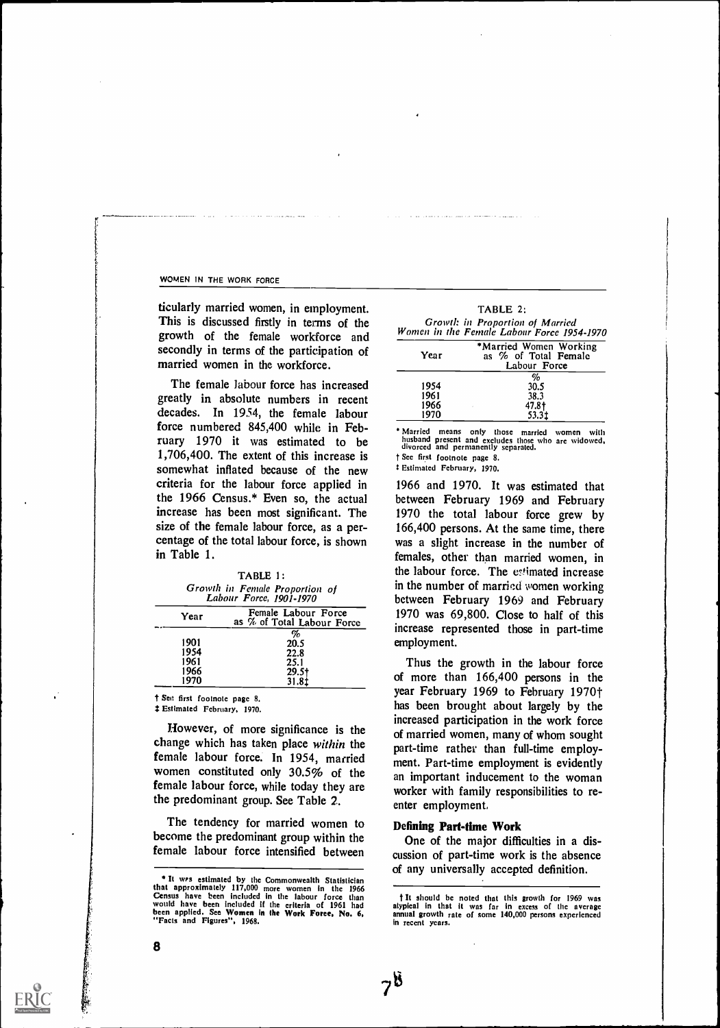ticularly married women, in employment. This is discussed firstly in terms of the growth of the female workforce and secondly in terms of the participation of married women in the workforce.

The female labour force has increased greatly in absolute numbers in recent decades. In 1954, the female labour force numbered 845,400 while in February 1970 it was estimated to be 1,706,400. The extent of this increase is somewhat inflated because of the new criteria for the labour force applied in the 1966 Census.* Even so, the actual increase has been most significant. The size of the female labour force, as a percentage of the total labour force, is shown in Table 1.

TABLE 1:
*Growth in Female Proportion of Labour Force, 1901-1970*

| Year | Female Labour Force as % of Total Labour Force |
|---|---|
| | % |
| 1901 | 20.5 |
| 1954 | 22.8 |
| 1961 | 25.1 |
| 1966 | 29.5† |
| 1970 | 31.8‡ |

† See first footnote page 8.
‡ Estimated February, 1970.

However, of more significance is the change which has taken place *within* the female labour force. In 1954, married women constituted only 30.5% of the female labour force, while today they are the predominant group. See Table 2.

The tendency for married women to become the predominant group within the female labour force intensified between 1966 and 1970. It was estimated that between February 1969 and February 1970 the total labour force grew by 166,400 persons. At the same time, there was a slight increase in the number of females, other than married women, in the labour force. The estimated increase in the number of married women working between February 1969 and February 1970 was 69,800. Close to half of this increase represented those in part-time employment.

TABLE 2:
*Growth in Proportion of Married Women in the Female Labour Force 1954-1970*

| Year | *Married Women Working as % of Total Female Labour Force |
|---|---|
| | % |
| 1954 | 30.5 |
| 1961 | 38.3 |
| 1966 | 47.8† |
| 1970 | 53.3‡ |

* Married means only those married women with husband present and excludes those who are widowed, divorced and permanently separated.
† See first footnote page 8.
‡ Estimated February, 1970.

Thus the growth in the labour force of more than 166,400 persons in the year February 1969 to February 1970† has been brought about largely by the increased participation in the work force of married women, many of whom sought part-time rather than full-time employment. Part-time employment is evidently an important inducement to the woman worker with family responsibilities to re-enter employment.

### Defining Part-time Work

One of the major difficulties in a discussion of part-time work is the absence of any universally accepted definition.

* It was estimated by the Commonwealth Statistician that approximately 117,000 more women in the 1966 Census have been included in the labour force than would have been included if the criteria of 1961 had been applied. See Women in the Work Force, No. 6, "Facts and Figures", 1968.

† It should be noted that this growth for 1969 was atypical in that it was far in excess of the average annual growth rate of some 140,000 persons experienced in recent years.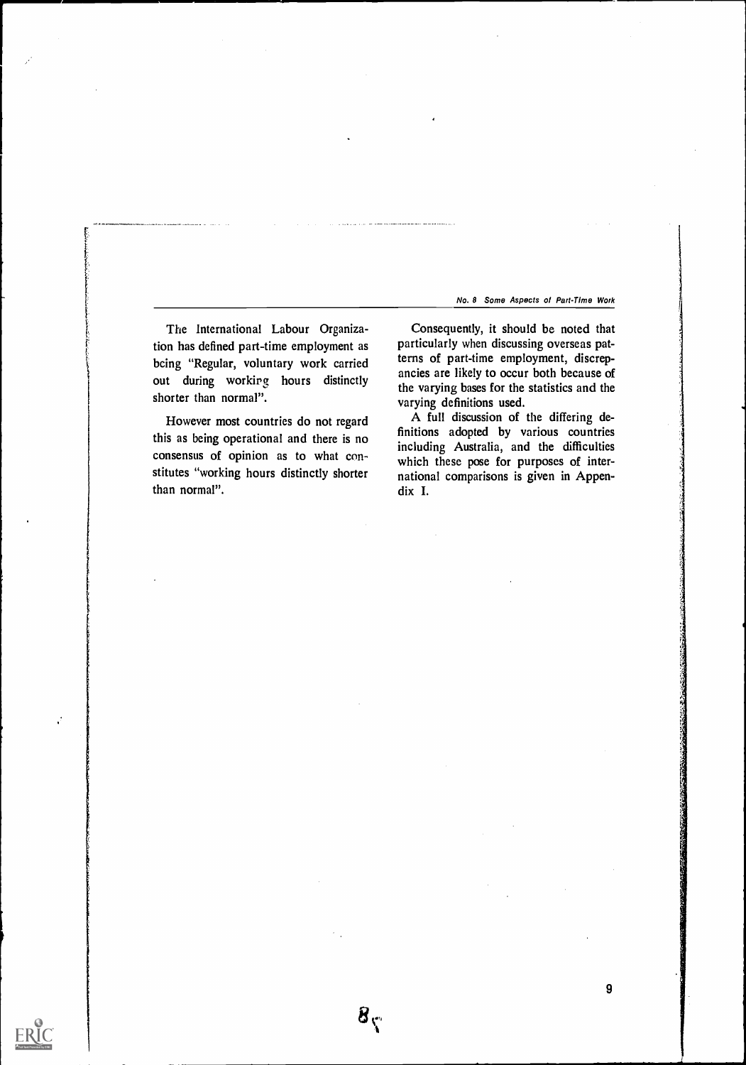The International Labour Organization has defined part-time employment as being "Regular, voluntary work carried out during working hours distinctly shorter than normal".

However most countries do not regard this as being operational and there is no consensus of opinion as to what constitutes "working hours distinctly shorter than normal".

Consequently, it should be noted that particularly when discussing overseas patterns of part-time employment, discrepancies are likely to occur both because of the varying bases for the statistics and the varying definitions used.

A full discussion of the differing definitions adopted by various countries including Australia, and the difficulties which these pose for purposes of international comparisons is given in Appendix I.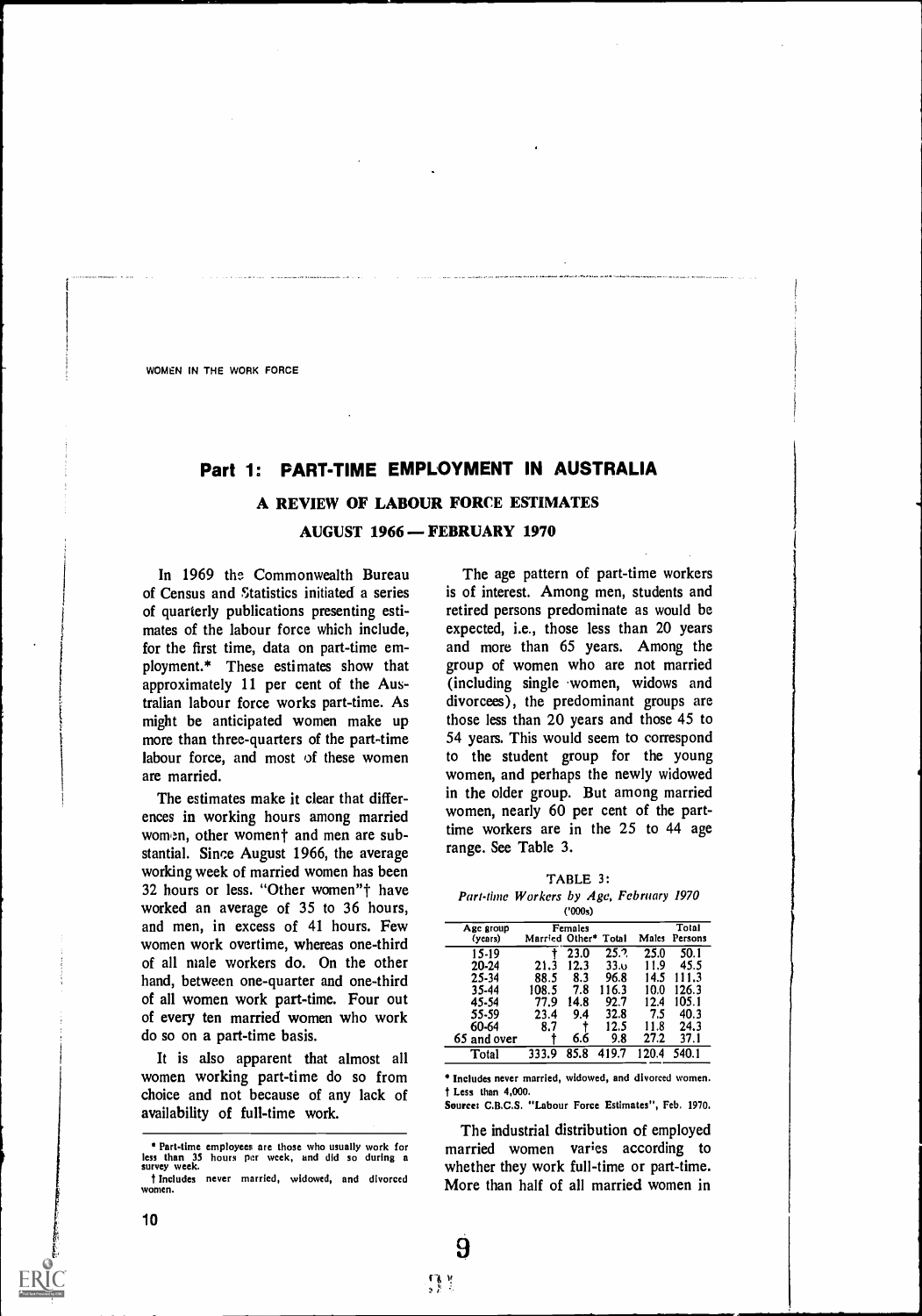## Part 1: PART-TIME EMPLOYMENT IN AUSTRALIA

### A REVIEW OF LABOUR FORCE ESTIMATES

### AUGUST 1966 — FEBRUARY 1970

In 1969 the Commonwealth Bureau of Census and Statistics initiated a series of quarterly publications presenting estimates of the labour force which include, for the first time, data on part-time employment.* These estimates show that approximately 11 per cent of the Australian labour force works part-time. As might be anticipated women make up more than three-quarters of the part-time labour force, and most of these women are married.

The estimates make it clear that differences in working hours among married women, other women† and men are substantial. Since August 1966, the average working week of married women has been 32 hours or less. "Other women"† have worked an average of 35 to 36 hours, and men, in excess of 41 hours. Few women work overtime, whereas one-third of all male workers do. On the other hand, between one-quarter and one-third of all women work part-time. Four out of every ten married women who work do so on a part-time basis.

It is also apparent that almost all women working part-time do so from choice and not because of any lack of availability of full-time work.

\* Part-time employees are those who usually work for less than 35 hours per week, and did so during a survey week.

† Includes never married, widowed, and divorced women.

The age pattern of part-time workers is of interest. Among men, students and retired persons predominate as would be expected, i.e., those less than 20 years and more than 65 years. Among the group of women who are not married (including single women, widows and divorcees), the predominant groups are those less than 20 years and those 45 to 54 years. This would seem to correspond to the student group for the young women, and perhaps the newly widowed in the older group. But among married women, nearly 60 per cent of the part-time workers are in the 25 to 44 age range. See Table 3.

TABLE 3:
*Part-time Workers by Age, February 1970*
('000s)

| Age group (years) | Females | | | Males | Total Persons |
|---|---|---|---|---|---|
| | Married | Other* | Total | | |
| 15-19 | † | 23.0 | 25.? | 25.0 | 50.1 |
| 20-24 | 21.3 | 12.3 | 33.6 | 11.9 | 45.5 |
| 25-34 | 88.5 | 8.3 | 96.8 | 14.5 | 111.3 |
| 35-44 | 108.5 | 7.8 | 116.3 | 10.0 | 126.3 |
| 45-54 | 77.9 | 14.8 | 92.7 | 12.4 | 105.1 |
| 55-59 | 23.4 | 9.4 | 32.8 | 7.5 | 40.3 |
| 60-64 | 8.7 | † | 12.5 | 11.8 | 24.3 |
| 65 and over | † | 6.6 | 9.8 | 27.2 | 37.1 |
| Total | 333.9 | 85.8 | 419.7 | 120.4 | 540.1 |

\* Includes never married, widowed, and divorced women.
† Less than 4,000.
Source: C.B.C.S. "Labour Force Estimates", Feb. 1970.

The industrial distribution of employed married women varies according to whether they work full-time or part-time. More than half of all married women in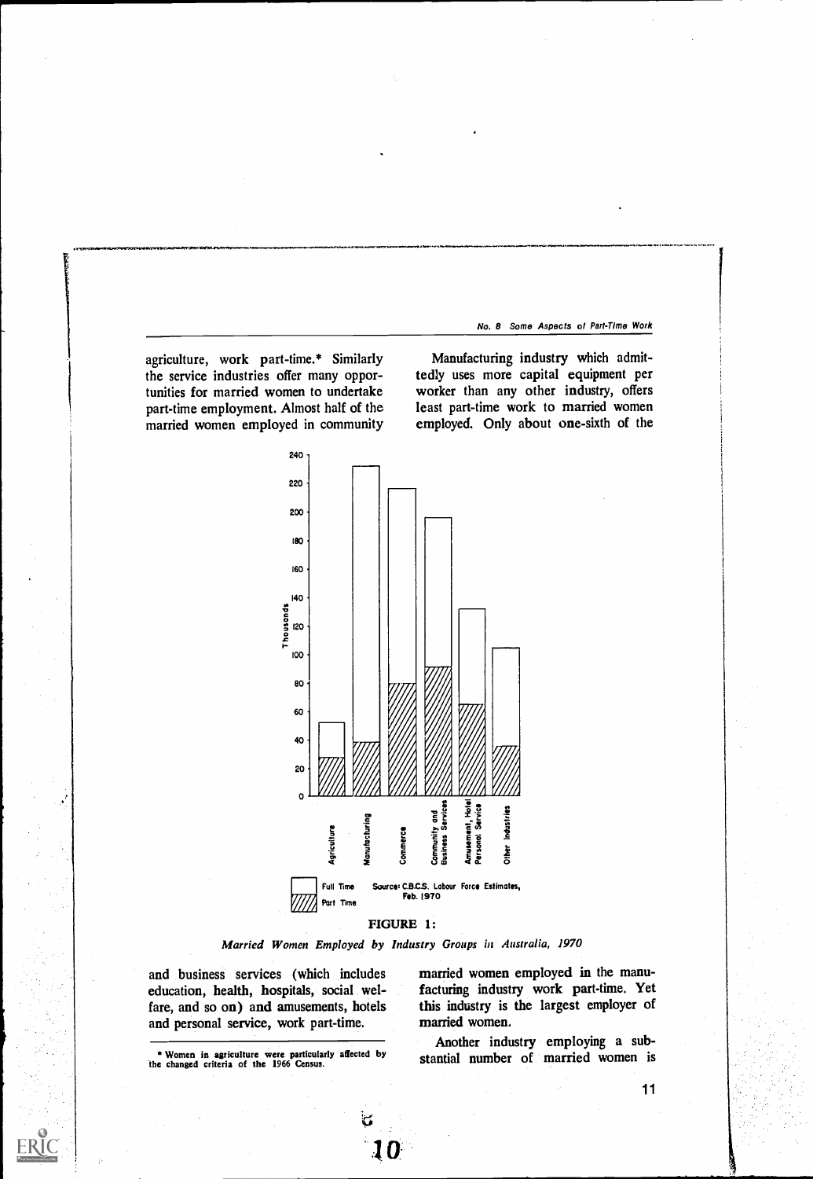agriculture, work part-time.* Similarly the service industries offer many opportunities for married women to undertake part-time employment. Almost half of the married women employed in community and business services (which includes education, health, hospitals, social welfare, and so on) and amusements, hotels and personal service, work part-time.

Manufacturing industry which admittedly uses more capital equipment per worker than any other industry, offers least part-time work to married women employed. Only about one-sixth of the married women employed in the manufacturing industry work part-time. Yet this industry is the largest employer of married women.

Another industry employing a substantial number of married women is

Source: C.B.C.S. Labour Force Estimates, Feb. 1970

**FIGURE 1:**

*Married Women Employed by Industry Groups in Australia, 1970*

\* Women in agriculture were particularly affected by the changed criteria of the 1966 Census.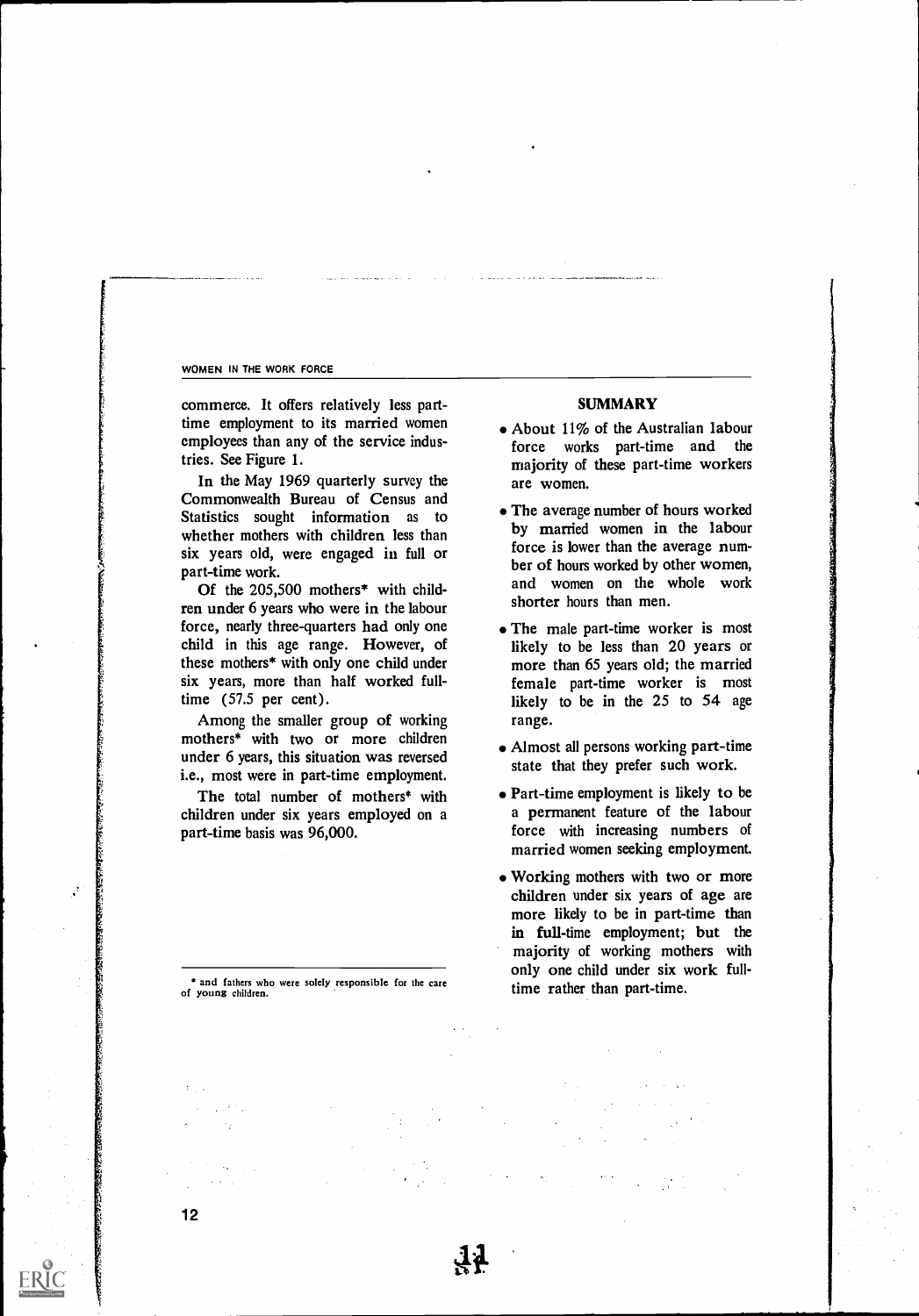commerce. It offers relatively less part-time employment to its married women employees than any of the service industries. See Figure 1.

In the May 1969 quarterly survey the Commonwealth Bureau of Census and Statistics sought information as to whether mothers with children less than six years old, were engaged in full or part-time work.

Of the 205,500 mothers* with children under 6 years who were in the labour force, nearly three-quarters had only one child in this age range. However, of these mothers* with only one child under six years, more than half worked full-time (57.5 per cent).

Among the smaller group of working mothers* with two or more children under 6 years, this situation was reversed i.e., most were in part-time employment.

The total number of mothers* with children under six years employed on a part-time basis was 96,000.

* and fathers who were solely responsible for the care of young children.

## SUMMARY

- About 11% of the Australian labour force works part-time and the majority of these part-time workers are women.
- The average number of hours worked by married women in the labour force is lower than the average number of hours worked by other women, and women on the whole work shorter hours than men.
- The male part-time worker is most likely to be less than 20 years or more than 65 years old; the married female part-time worker is most likely to be in the 25 to 54 age range.
- Almost all persons working part-time state that they prefer such work.
- Part-time employment is likely to be a permanent feature of the labour force with increasing numbers of married women seeking employment.
- Working mothers with two or more children under six years of age are more likely to be in part-time than in full-time employment; but the majority of working mothers with only one child under six work full-time rather than part-time.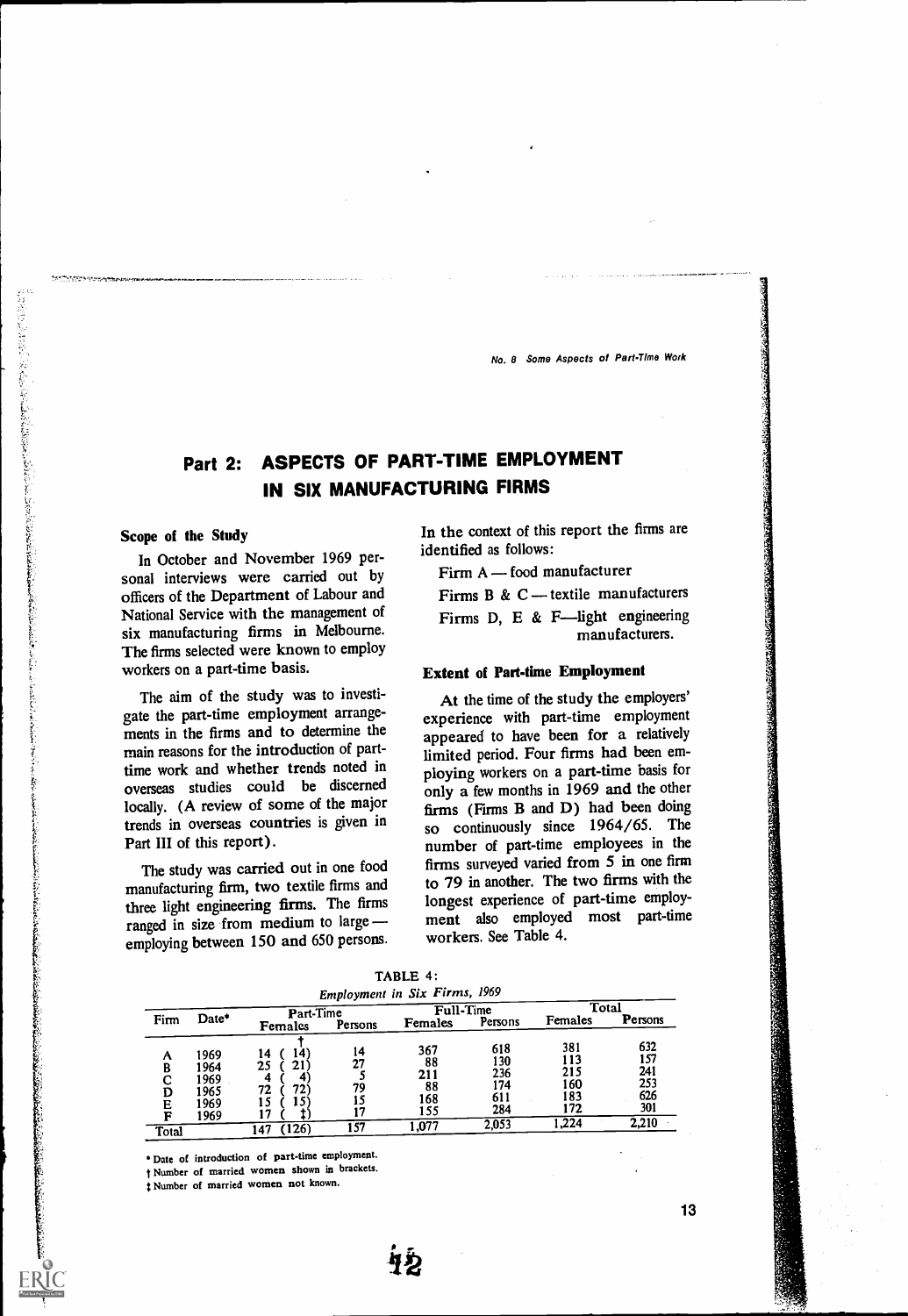## Part 2: ASPECTS OF PART-TIME EMPLOYMENT IN SIX MANUFACTURING FIRMS

### Scope of the Study

In October and November 1969 personal interviews were carried out by officers of the Department of Labour and National Service with the management of six manufacturing firms in Melbourne. The firms selected were known to employ workers on a part-time basis.

The aim of the study was to investigate the part-time employment arrangements in the firms and to determine the main reasons for the introduction of part-time work and whether trends noted in overseas studies could be discerned locally. (A review of some of the major trends in overseas countries is given in Part III of this report).

The study was carried out in one food manufacturing firm, two textile firms and three light engineering firms. The firms ranged in size from medium to large—employing between 150 and 650 persons. In the context of this report the firms are identified as follows:

Firm A — food manufacturer

Firms B & C — textile manufacturers

Firms D, E & F—light engineering manufacturers.

### Extent of Part-time Employment

At the time of the study the employers' experience with part-time employment appeared to have been for a relatively limited period. Four firms had been employing workers on a part-time basis for only a few months in 1969 and the other firms (Firms B and D) had been doing so continuously since 1964/65. The number of part-time employees in the firms surveyed varied from 5 in one firm to 79 in another. The two firms with the longest experience of part-time employment also employed most part-time workers. See Table 4.

TABLE 4:
*Employment in Six Firms, 1969*

| Firm | Date* | Part-Time | | Full-Time | | Total | |
|---|---|---|---|---|---|---|---|
| | | Females† | Persons | Females | Persons | Females | Persons |
| A | 1969 | 14 (14) | 14 | 367 | 618 | 381 | 632 |
| B | 1964 | 25 (21) | 27 | 88 | 130 | 113 | 157 |
| C | 1969 | 4 (4) | 5 | 211 | 236 | 215 | 241 |
| D | 1965 | 72 (72) | 79 | 88 | 174 | 160 | 253 |
| E | 1969 | 15 (15) | 15 | 168 | 611 | 183 | 626 |
| F | 1969 | 17 (‡) | 17 | 155 | 284 | 172 | 301 |
| Total | | 147 (126) | 157 | 1,077 | 2,053 | 1,224 | 2,210 |

\* Date of introduction of part-time employment.
† Number of married women shown in brackets.
‡ Number of married women not known.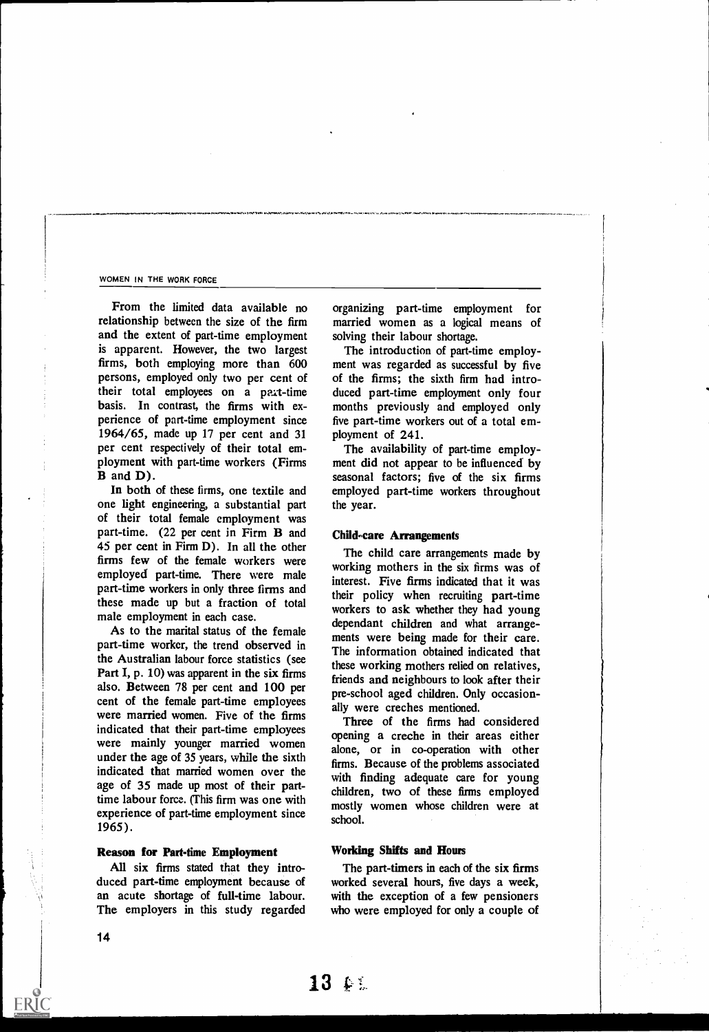From the limited data available no relationship between the size of the firm and the extent of part-time employment is apparent. However, the two largest firms, both employing more than 600 persons, employed only two per cent of their total employees on a part-time basis. In contrast, the firms with experience of part-time employment since 1964/65, made up 17 per cent and 31 per cent respectively of their total employment with part-time workers (Firms B and D).

In both of these firms, one textile and one light engineering, a substantial part of their total female employment was part-time. (22 per cent in Firm B and 45 per cent in Firm D). In all the other firms few of the female workers were employed part-time. There were male part-time workers in only three firms and these made up but a fraction of total male employment in each case.

As to the marital status of the female part-time worker, the trend observed in the Australian labour force statistics (see Part I, p. 10) was apparent in the six firms also. Between 78 per cent and 100 per cent of the female part-time employees were married women. Five of the firms indicated that their part-time employees were mainly younger married women under the age of 35 years, while the sixth indicated that married women over the age of 35 made up most of their part-time labour force. (This firm was one with experience of part-time employment since 1965).

### Reason for Part-time Employment

All six firms stated that they introduced part-time employment because of an acute shortage of full-time labour. The employers in this study regarded organizing part-time employment for married women as a logical means of solving their labour shortage.

The introduction of part-time employment was regarded as successful by five of the firms; the sixth firm had introduced part-time employment only four months previously and employed only five part-time workers out of a total employment of 241.

The availability of part-time employment did not appear to be influenced by seasonal factors; five of the six firms employed part-time workers throughout the year.

### Child-care Arrangements

The child care arrangements made by working mothers in the six firms was of interest. Five firms indicated that it was their policy when recruiting part-time workers to ask whether they had young dependant children and what arrangements were being made for their care. The information obtained indicated that these working mothers relied on relatives, friends and neighbours to look after their pre-school aged children. Only occasionally were creches mentioned.

Three of the firms had considered opening a creche in their areas either alone, or in co-operation with other firms. Because of the problems associated with finding adequate care for young children, two of these firms employed mostly women whose children were at school.

### Working Shifts and Hours

The part-timers in each of the six firms worked several hours, five days a week, with the exception of a few pensioners who were employed for only a couple of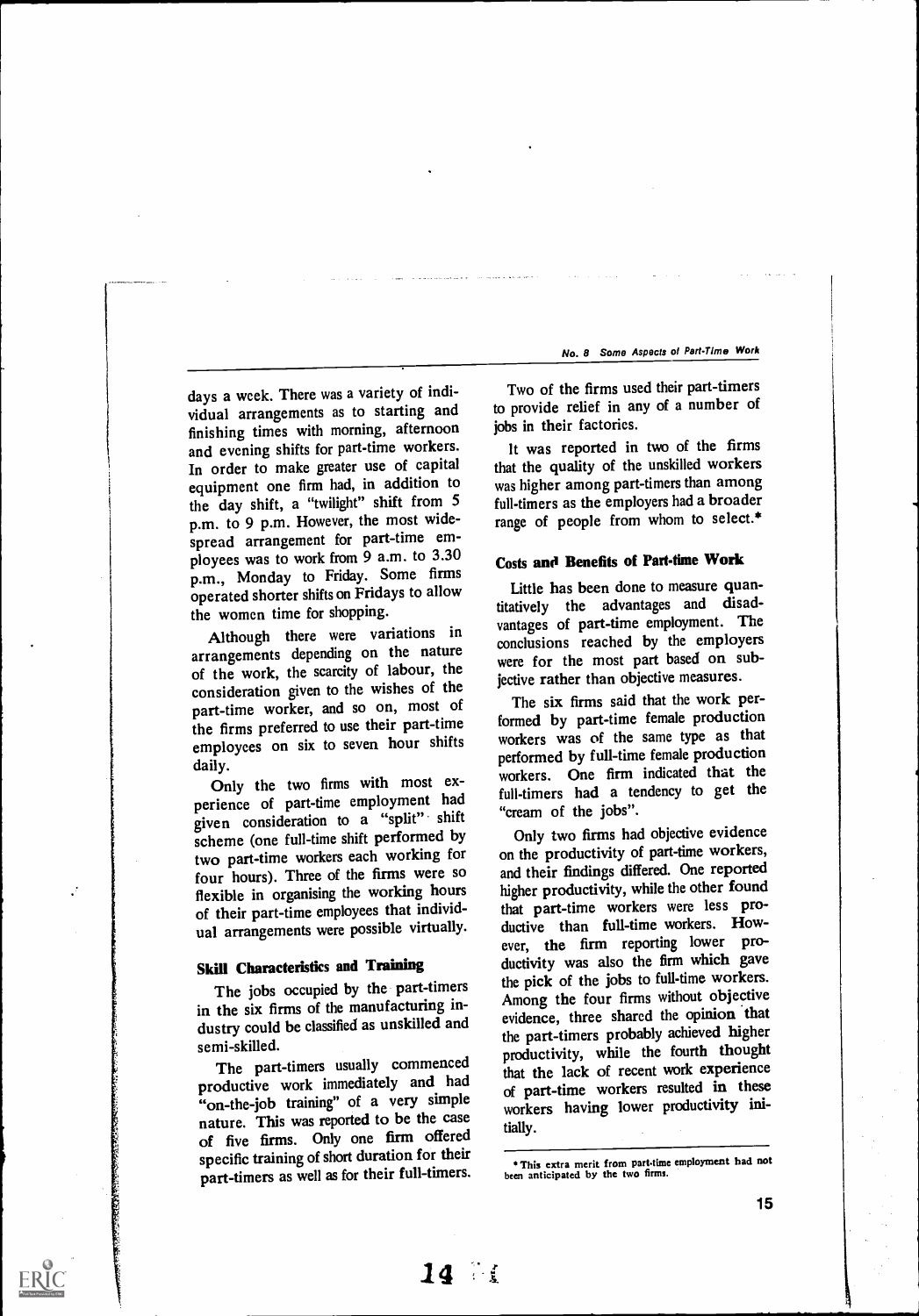days a week. There was a variety of individual arrangements as to starting and finishing times with morning, afternoon and evening shifts for part-time workers. In order to make greater use of capital equipment one firm had, in addition to the day shift, a "twilight" shift from 5 p.m. to 9 p.m. However, the most widespread arrangement for part-time employees was to work from 9 a.m. to 3.30 p.m., Monday to Friday. Some firms operated shorter shifts on Fridays to allow the women time for shopping.

Although there were variations in arrangements depending on the nature of the work, the scarcity of labour, the consideration given to the wishes of the part-time worker, and so on, most of the firms preferred to use their part-time employees on six to seven hour shifts daily.

Only the two firms with most experience of part-time employment had given consideration to a "split" shift scheme (one full-time shift performed by two part-time workers each working for four hours). Three of the firms were so flexible in organising the working hours of their part-time employees that individual arrangements were possible virtually.

### Skill Characteristics and Training

The jobs occupied by the part-timers in the six firms of the manufacturing industry could be classified as unskilled and semi-skilled.

The part-timers usually commenced productive work immediately and had "on-the-job training" of a very simple nature. This was reported to be the case of five firms. Only one firm offered specific training of short duration for their part-timers as well as for their full-timers.

Two of the firms used their part-timers to provide relief in any of a number of jobs in their factories.

It was reported in two of the firms that the quality of the unskilled workers was higher among part-timers than among full-timers as the employers had a broader range of people from whom to select.*

### Costs and Benefits of Part-time Work

Little has been done to measure quantitatively the advantages and disadvantages of part-time employment. The conclusions reached by the employers were for the most part based on subjective rather than objective measures.

The six firms said that the work performed by part-time female production workers was of the same type as that performed by full-time female production workers. One firm indicated that the full-timers had a tendency to get the "cream of the jobs".

Only two firms had objective evidence on the productivity of part-time workers, and their findings differed. One reported higher productivity, while the other found that part-time workers were less productive than full-time workers. However, the firm reporting lower productivity was also the firm which gave the pick of the jobs to full-time workers. Among the four firms without objective evidence, three shared the opinion that the part-timers probably achieved higher productivity, while the fourth thought that the lack of recent work experience of part-time workers resulted in these workers having lower productivity initially.

* This extra merit from part-time employment had not been anticipated by the two firms.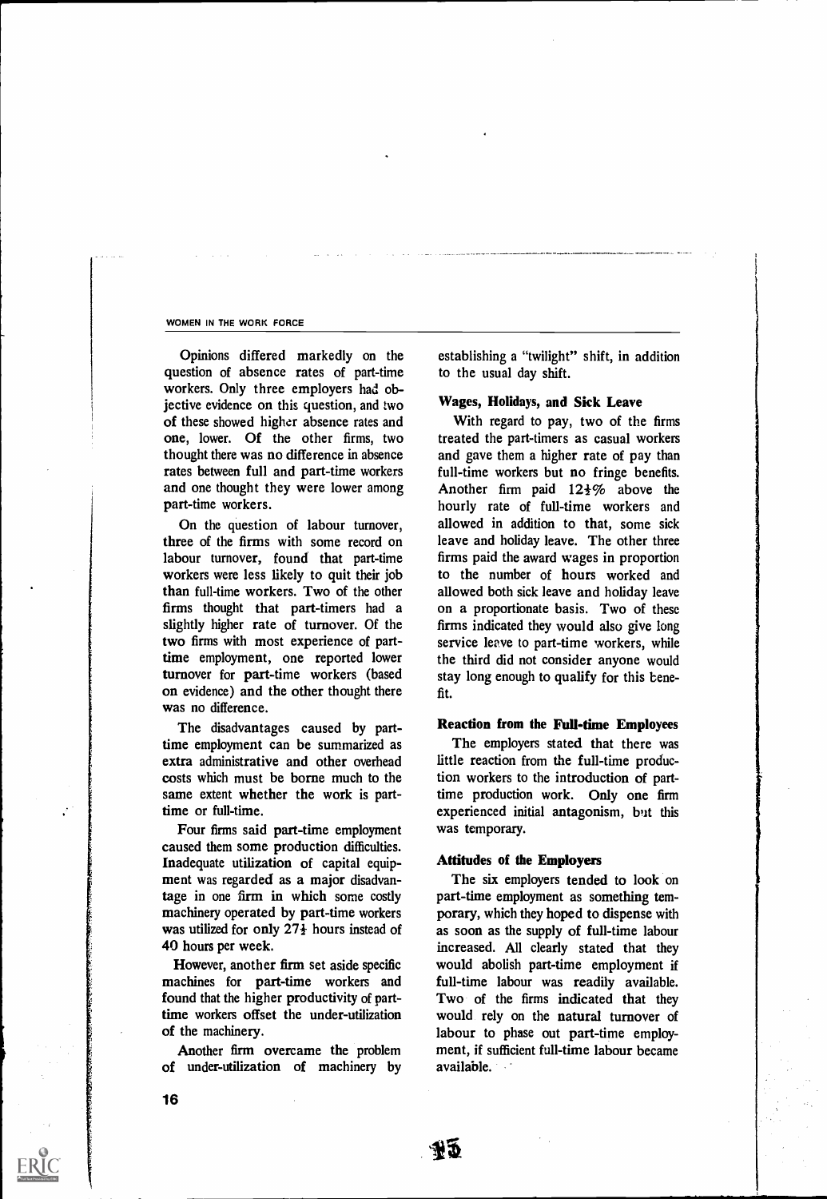Opinions differed markedly on the question of absence rates of part-time workers. Only three employers had objective evidence on this question, and two of these showed higher absence rates and one, lower. Of the other firms, two thought there was no difference in absence rates between full and part-time workers and one thought they were lower among part-time workers.

On the question of labour turnover, three of the firms with some record on labour turnover, found that part-time workers were less likely to quit their job than full-time workers. Two of the other firms thought that part-timers had a slightly higher rate of turnover. Of the two firms with most experience of part-time employment, one reported lower turnover for part-time workers (based on evidence) and the other thought there was no difference.

The disadvantages caused by part-time employment can be summarized as extra administrative and other overhead costs which must be borne much to the same extent whether the work is part-time or full-time.

Four firms said part-time employment caused them some production difficulties. Inadequate utilization of capital equipment was regarded as a major disadvantage in one firm in which some costly machinery operated by part-time workers was utilized for only 27½ hours instead of 40 hours per week.

However, another firm set aside specific machines for part-time workers and found that the higher productivity of part-time workers offset the under-utilization of the machinery.

Another firm overcame the problem of under-utilization of machinery by establishing a "twilight" shift, in addition to the usual day shift.

### Wages, Holidays, and Sick Leave

With regard to pay, two of the firms treated the part-timers as casual workers and gave them a higher rate of pay than full-time workers but no fringe benefits. Another firm paid 12½% above the hourly rate of full-time workers and allowed in addition to that, some sick leave and holiday leave. The other three firms paid the award wages in proportion to the number of hours worked and allowed both sick leave and holiday leave on a proportionate basis. Two of these firms indicated they would also give long service leave to part-time workers, while the third did not consider anyone would stay long enough to qualify for this benefit.

### Reaction from the Full-time Employees

The employers stated that there was little reaction from the full-time production workers to the introduction of part-time production work. Only one firm experienced initial antagonism, but this was temporary.

### Attitudes of the Employers

The six employers tended to look on part-time employment as something temporary, which they hoped to dispense with as soon as the supply of full-time labour increased. All clearly stated that they would abolish part-time employment if full-time labour was readily available. Two of the firms indicated that they would rely on the natural turnover of labour to phase out part-time employment, if sufficient full-time labour became available.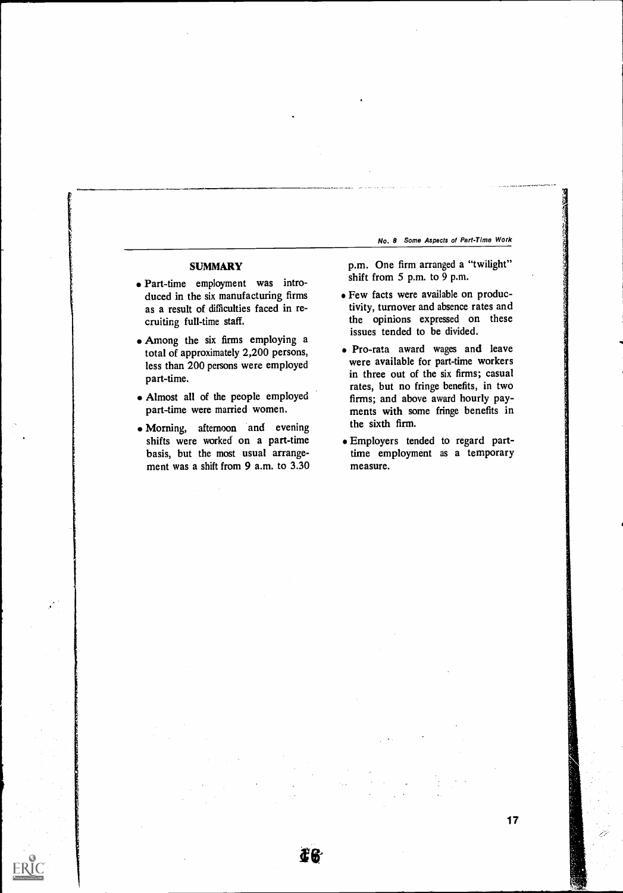## SUMMARY

- Part-time employment was introduced in the six manufacturing firms as a result of difficulties faced in recruiting full-time staff.
- Among the six firms employing a total of approximately 2,200 persons, less than 200 persons were employed part-time.
- Almost all of the people employed part-time were married women.
- Morning, afternoon and evening shifts were worked on a part-time basis, but the most usual arrangement was a shift from 9 a.m. to 3.30 p.m. One firm arranged a "twilight" shift from 5 p.m. to 9 p.m.
- Few facts were available on productivity, turnover and absence rates and the opinions expressed on these issues tended to be divided.
- Pro-rata award wages and leave were available for part-time workers in three out of the six firms; casual rates, but no fringe benefits, in two firms; and above award hourly payments with some fringe benefits in the sixth firm.
- Employers tended to regard part-time employment as a temporary measure.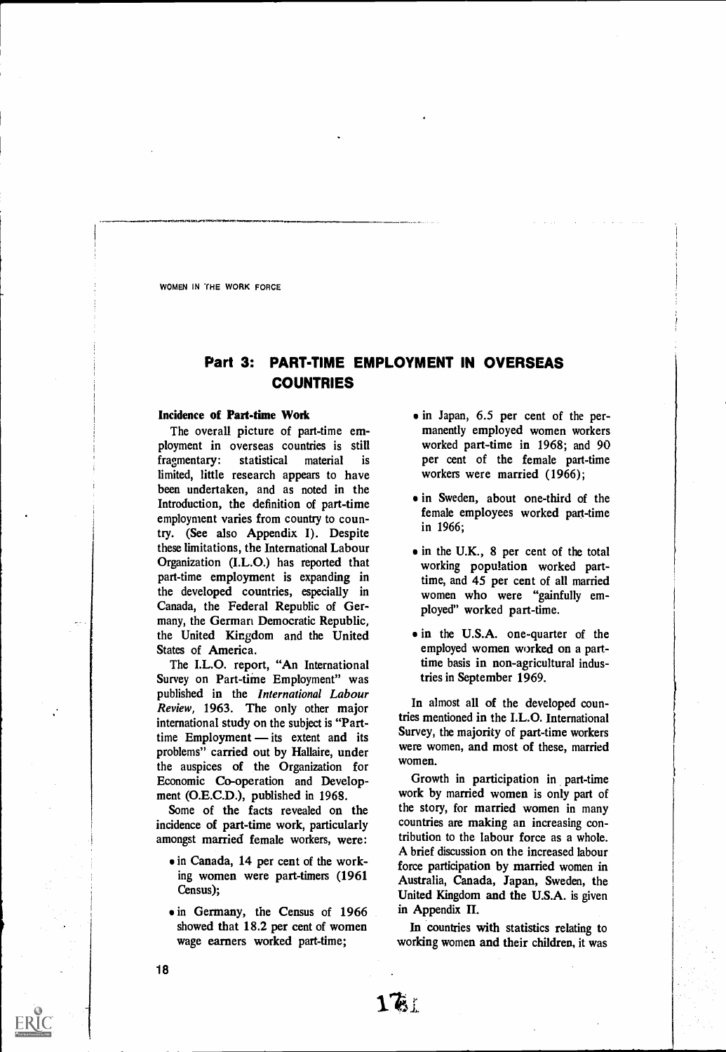## Part 3: PART-TIME EMPLOYMENT IN OVERSEAS COUNTRIES

### Incidence of Part-time Work

The overall picture of part-time employment in overseas countries is still fragmentary: statistical material is limited, little research appears to have been undertaken, and as noted in the Introduction, the definition of part-time employment varies from country to country. (See also Appendix I). Despite these limitations, the International Labour Organization (I.L.O.) has reported that part-time employment is expanding in the developed countries, especially in Canada, the Federal Republic of Germany, the German Democratic Republic, the United Kingdom and the United States of America.

The I.L.O. report, "An International Survey on Part-time Employment" was published in the *International Labour Review*, 1963. The only other major international study on the subject is "Part-time Employment — its extent and its problems" carried out by Hallaire, under the auspices of the Organization for Economic Co-operation and Development (O.E.C.D.), published in 1968.

Some of the facts revealed on the incidence of part-time work, particularly amongst married female workers, were:

- in Canada, 14 per cent of the working women were part-timers (1961 Census);
- in Germany, the Census of 1966 showed that 18.2 per cent of women wage earners worked part-time;
- in Japan, 6.5 per cent of the permanently employed women workers worked part-time in 1968; and 90 per cent of the female part-time workers were married (1966);
- in Sweden, about one-third of the female employees worked part-time in 1966;
- in the U.K., 8 per cent of the total working population worked part-time, and 45 per cent of all married women who were "gainfully employed" worked part-time.
- in the U.S.A. one-quarter of the employed women worked on a part-time basis in non-agricultural industries in September 1969.

In almost all of the developed countries mentioned in the I.L.O. International Survey, the majority of part-time workers were women, and most of these, married women.

Growth in participation in part-time work by married women is only part of the story, for married women in many countries are making an increasing contribution to the labour force as a whole. A brief discussion on the increased labour force participation by married women in Australia, Canada, Japan, Sweden, the United Kingdom and the U.S.A. is given in Appendix II.

In countries with statistics relating to working women and their children, it was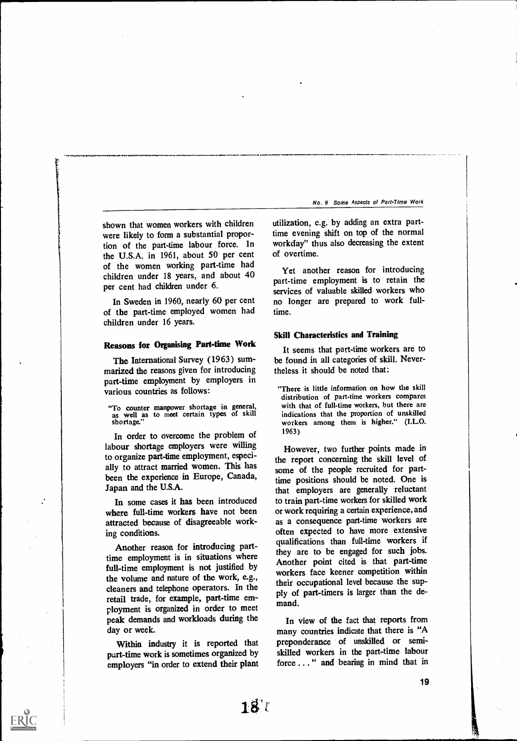shown that women workers with children were likely to form a substantial proportion of the part-time labour force. In the U.S.A. in 1961, about 50 per cent of the women working part-time had children under 18 years, and about 40 per cent had children under 6.

In Sweden in 1960, nearly 60 per cent of the part-time employed women had children under 16 years.

### Reasons for Organising Part-time Work

The International Survey (1963) summarized the reasons given for introducing part-time employment by employers in various countries as follows:

> "To counter manpower shortage in general, as well as to meet certain types of skill shortage."

In order to overcome the problem of labour shortage employers were willing to organize part-time employment, especially to attract married women. This has been the experience in Europe, Canada, Japan and the U.S.A.

In some cases it has been introduced where full-time workers have not been attracted because of disagreeable working conditions.

Another reason for introducing part-time employment is in situations where full-time employment is not justified by the volume and nature of the work, e.g., cleaners and telephone operators. In the retail trade, for example, part-time employment is organized in order to meet peak demands and workloads during the day or week.

Within industry it is reported that part-time work is sometimes organized by employers "in order to extend their plant utilization, e.g. by adding an extra part-time evening shift on top of the normal workday" thus also decreasing the extent of overtime.

Yet another reason for introducing part-time employment is to retain the services of valuable skilled workers who no longer are prepared to work full-time.

### Skill Characteristics and Training

It seems that part-time workers are to be found in all categories of skill. Nevertheless it should be noted that:

> "There is little information on how the skill distribution of part-time workers compares with that of full-time workers, but there are indications that the proportion of unskilled workers among them is higher." (I.L.O. 1963)

However, two further points made in the report concerning the skill level of some of the people recruited for part-time positions should be noted. One is that employers are generally reluctant to train part-time workers for skilled work or work requiring a certain experience, and as a consequence part-time workers are often expected to have more extensive qualifications than full-time workers if they are to be engaged for such jobs. Another point cited is that part-time workers face keener competition within their occupational level because the supply of part-timers is larger than the demand.

In view of the fact that reports from many countries indicate that there is "A preponderance of unskilled or semi-skilled workers in the part-time labour force . . . " and bearing in mind that in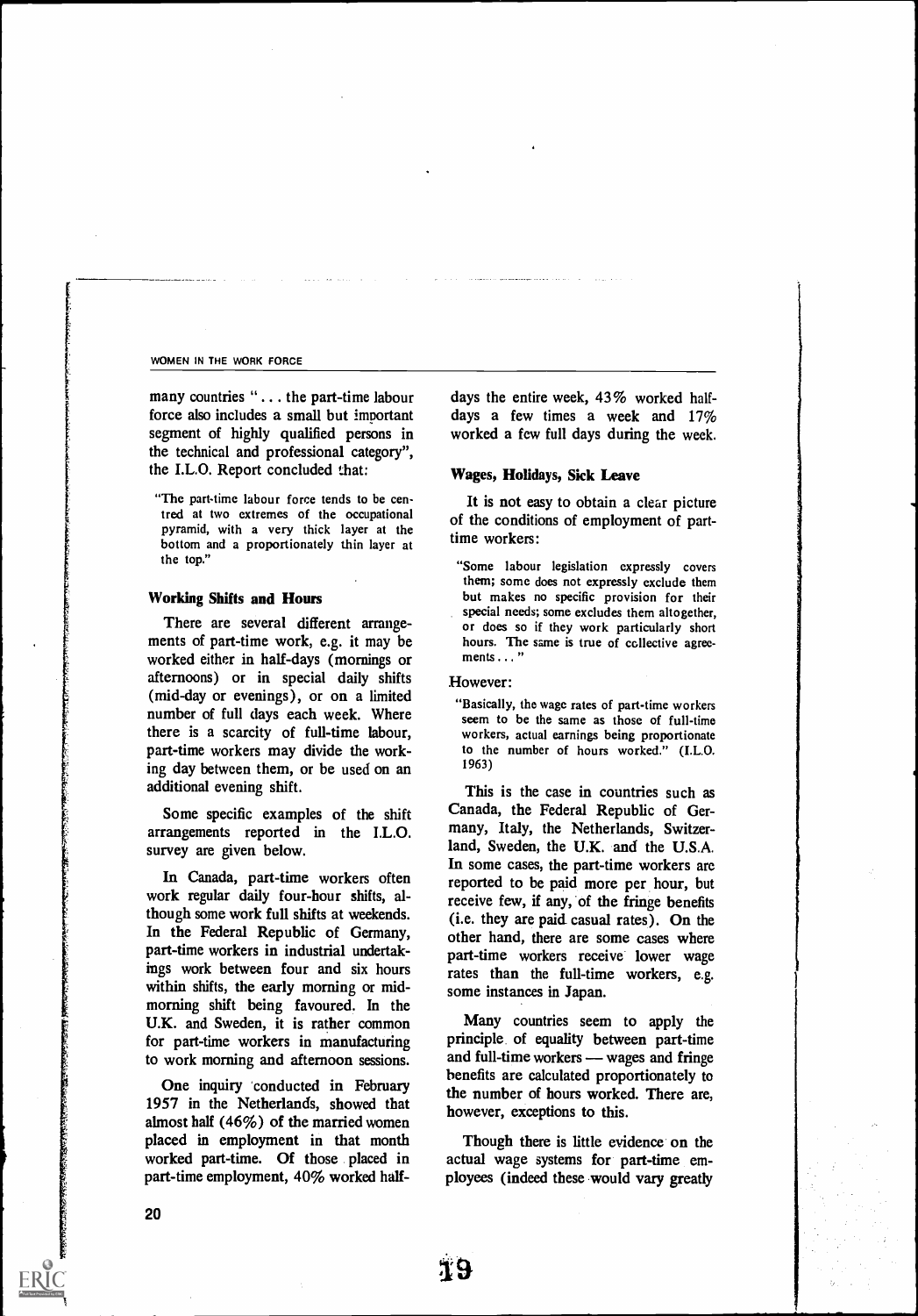many countries "... the part-time labour force also includes a small but important segment of highly qualified persons in the technical and professional category", the I.L.O. Report concluded that:

> "The part-time labour force tends to be centred at two extremes of the occupational pyramid, with a very thick layer at the bottom and a proportionately thin layer at the top."

**Working Shifts and Hours**

There are several different arrangements of part-time work, e.g. it may be worked either in half-days (mornings or afternoons) or in special daily shifts (mid-day or evenings), or on a limited number of full days each week. Where there is a scarcity of full-time labour, part-time workers may divide the working day between them, or be used on an additional evening shift.

Some specific examples of the shift arrangements reported in the I.L.O. survey are given below.

In Canada, part-time workers often work regular daily four-hour shifts, although some work full shifts at weekends. In the Federal Republic of Germany, part-time workers in industrial undertakings work between four and six hours within shifts, the early morning or mid-morning shift being favoured. In the U.K. and Sweden, it is rather common for part-time workers in manufacturing to work morning and afternoon sessions.

One inquiry conducted in February 1957 in the Netherlands, showed that almost half (46%) of the married women placed in employment in that month worked part-time. Of those placed in part-time employment, 40% worked half-days the entire week, 43% worked half-days a few times a week and 17% worked a few full days during the week.

**Wages, Holidays, Sick Leave**

It is not easy to obtain a clear picture of the conditions of employment of part-time workers:

> "Some labour legislation expressly covers them; some does not expressly exclude them but makes no specific provision for their special needs; some excludes them altogether, or does so if they work particularly short hours. The same is true of collective agreements..."

However:

> "Basically, the wage rates of part-time workers seem to be the same as those of full-time workers, actual earnings being proportionate to the number of hours worked." (I.L.O. 1963)

This is the case in countries such as Canada, the Federal Republic of Germany, Italy, the Netherlands, Switzerland, Sweden, the U.K. and the U.S.A. In some cases, the part-time workers are reported to be paid more per hour, but receive few, if any, of the fringe benefits (i.e. they are paid casual rates). On the other hand, there are some cases where part-time workers receive lower wage rates than the full-time workers, e.g. some instances in Japan.

Many countries seem to apply the principle of equality between part-time and full-time workers — wages and fringe benefits are calculated proportionately to the number of hours worked. There are, however, exceptions to this.

Though there is little evidence on the actual wage systems for part-time employees (indeed these would vary greatly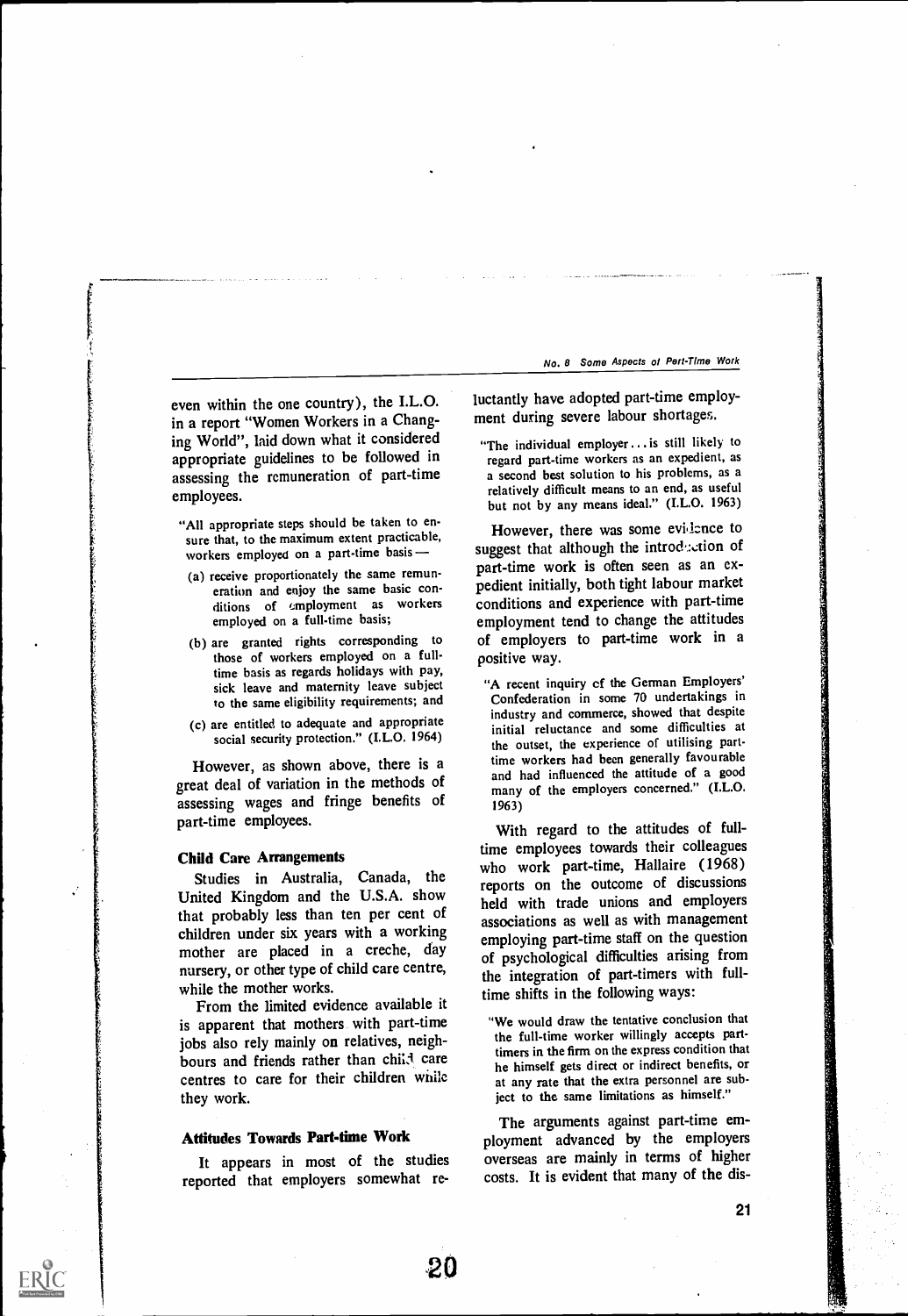even within the one country), the I.L.O. in a report "Women Workers in a Changing World", laid down what it considered appropriate guidelines to be followed in assessing the remuneration of part-time employees.

> "All appropriate steps should be taken to ensure that, to the maximum extent practicable, workers employed on a part-time basis —
>
> (a) receive proportionately the same remuneration and enjoy the same basic conditions of employment as workers employed on a full-time basis;
>
> (b) are granted rights corresponding to those of workers employed on a full-time basis as regards holidays with pay, sick leave and maternity leave subject to the same eligibility requirements; and
>
> (c) are entitled to adequate and appropriate social security protection." (I.L.O. 1964)

However, as shown above, there is a great deal of variation in the methods of assessing wages and fringe benefits of part-time employees.

### Child Care Arrangements

Studies in Australia, Canada, the United Kingdom and the U.S.A. show that probably less than ten per cent of children under six years with a working mother are placed in a creche, day nursery, or other type of child care centre, while the mother works.

From the limited evidence available it is apparent that mothers with part-time jobs also rely mainly on relatives, neighbours and friends rather than child care centres to care for their children while they work.

### Attitudes Towards Part-time Work

It appears in most of the studies reported that employers somewhat reluctantly have adopted part-time employment during severe labour shortages.

> "The individual employer... is still likely to regard part-time workers as an expedient, as a second best solution to his problems, as a relatively difficult means to an end, as useful but not by any means ideal." (I.L.O. 1963)

However, there was some evidence to suggest that although the introduction of part-time work is often seen as an expedient initially, both tight labour market conditions and experience with part-time employment tend to change the attitudes of employers to part-time work in a positive way.

> "A recent inquiry of the German Employers' Confederation in some 70 undertakings in industry and commerce, showed that despite initial reluctance and some difficulties at the outset, the experience of utilising part-time workers had been generally favourable and had influenced the attitude of a good many of the employers concerned." (I.L.O. 1963)

With regard to the attitudes of full-time employees towards their colleagues who work part-time, Hallaire (1968) reports on the outcome of discussions held with trade unions and employers associations as well as with management employing part-time staff on the question of psychological difficulties arising from the integration of part-timers with full-time shifts in the following ways:

> "We would draw the tentative conclusion that the full-time worker willingly accepts part-timers in the firm on the express condition that he himself gets direct or indirect benefits, or at any rate that the extra personnel are subject to the same limitations as himself."

The arguments against part-time employment advanced by the employers overseas are mainly in terms of higher costs. It is evident that many of the dis-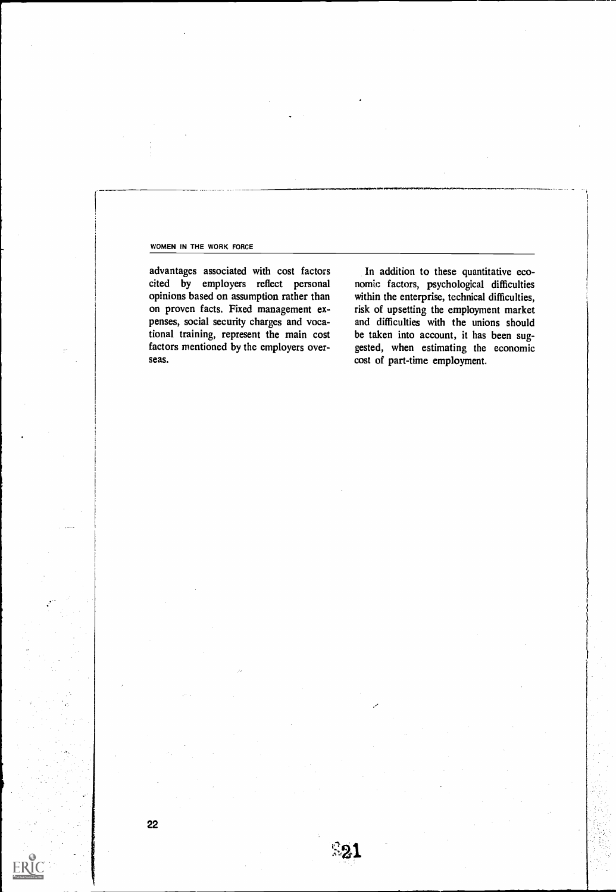advantages associated with cost factors cited by employers reflect personal opinions based on assumption rather than on proven facts. Fixed management expenses, social security charges and vocational training, represent the main cost factors mentioned by the employers overseas.

In addition to these quantitative economic factors, psychological difficulties within the enterprise, technical difficulties, risk of upsetting the employment market and difficulties with the unions should be taken into account, it has been suggested, when estimating the economic cost of part-time employment.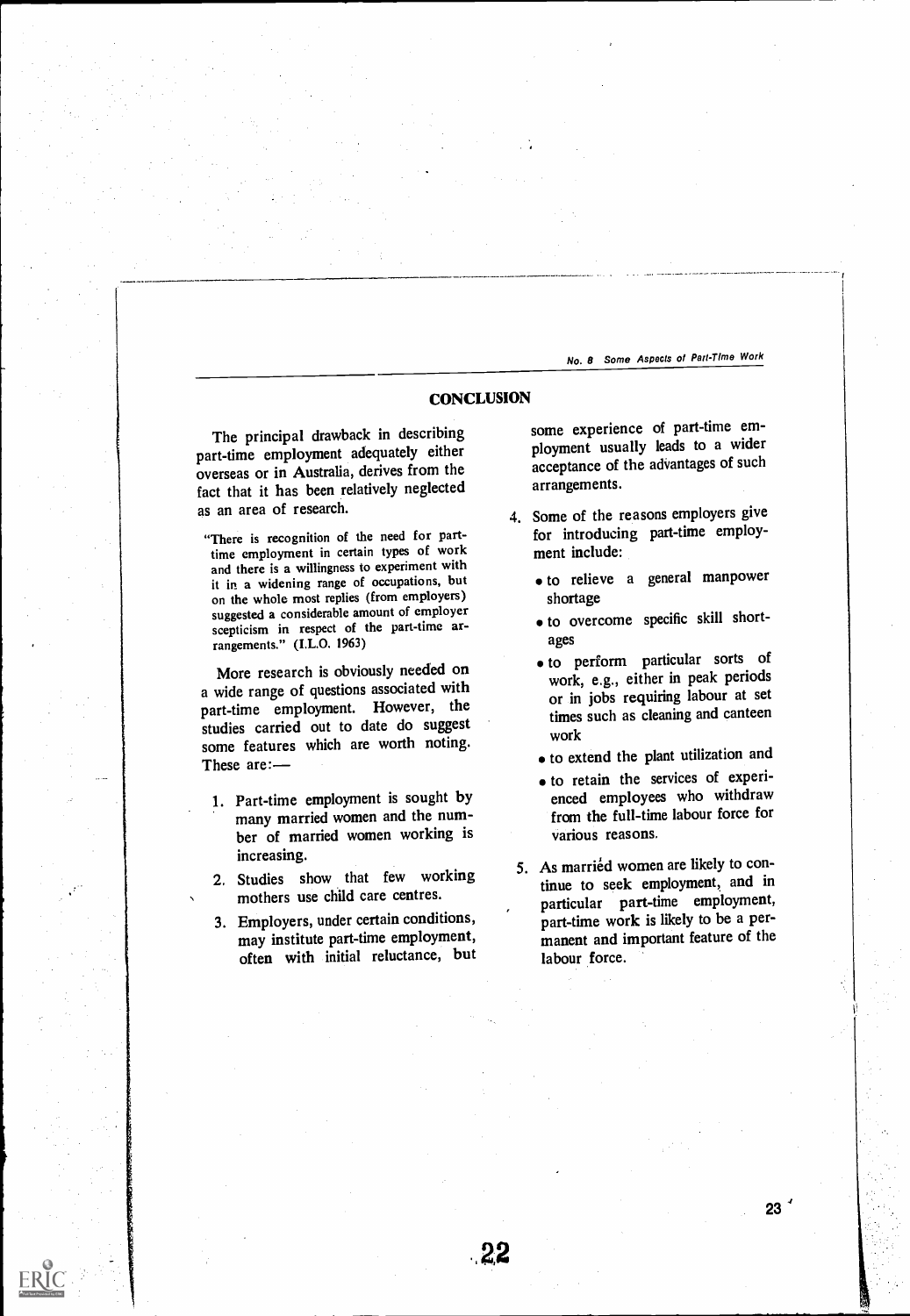## CONCLUSION

The principal drawback in describing part-time employment adequately either overseas or in Australia, derives from the fact that it has been relatively neglected as an area of research.

> "There is recognition of the need for part-time employment in certain types of work and there is a willingness to experiment with it in a widening range of occupations, but on the whole most replies (from employers) suggested a considerable amount of employer scepticism in respect of the part-time arrangements." (I.L.O. 1963)

More research is obviously needed on a wide range of questions associated with part-time employment. However, the studies carried out to date do suggest some features which are worth noting. These are:—

1. Part-time employment is sought by many married women and the number of married women working is increasing.
2. Studies show that few working mothers use child care centres.
3. Employers, under certain conditions, may institute part-time employment, often with initial reluctance, but some experience of part-time employment usually leads to a wider acceptance of the advantages of such arrangements.
4. Some of the reasons employers give for introducing part-time employment include:
   - to relieve a general manpower shortage
   - to overcome specific skill shortages
   - to perform particular sorts of work, e.g., either in peak periods or in jobs requiring labour at set times such as cleaning and canteen work
   - to extend the plant utilization and
   - to retain the services of experienced employees who withdraw from the full-time labour force for various reasons.
5. As married women are likely to continue to seek employment, and in particular part-time employment, part-time work is likely to be a permanent and important feature of the labour force.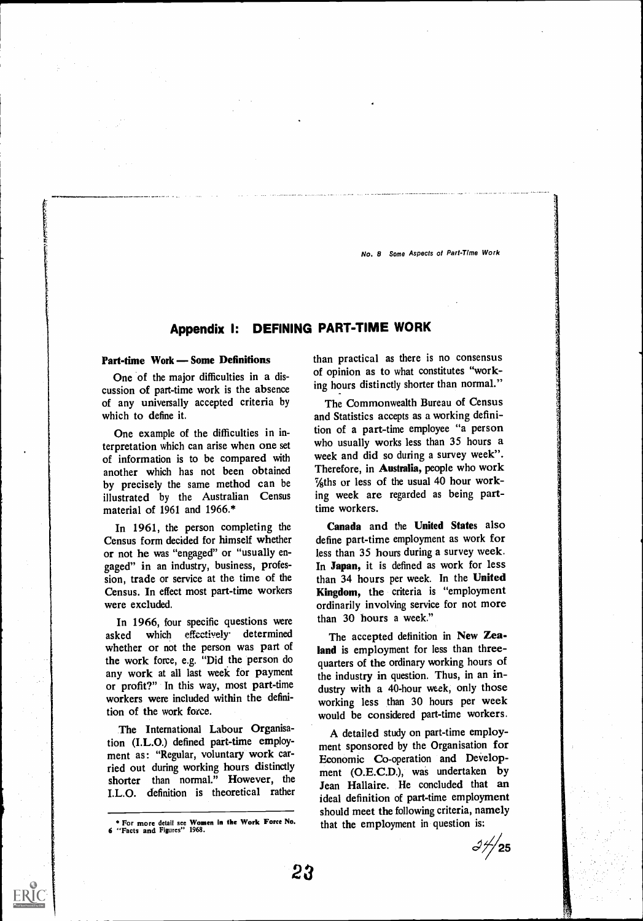## Appendix I: DEFINING PART-TIME WORK

**Part-time Work — Some Definitions**

One of the major difficulties in a discussion of part-time work is the absence of any universally accepted criteria by which to define it.

One example of the difficulties in interpretation which can arise when one set of information is to be compared with another which has not been obtained by precisely the same method can be illustrated by the Australian Census material of 1961 and 1966.*

In 1961, the person completing the Census form decided for himself whether or not he was "engaged" or "usually engaged" in an industry, business, profession, trade or service at the time of the Census. In effect most part-time workers were excluded.

In 1966, four specific questions were asked which effectively determined whether or not the person was part of the work force, e.g. "Did the person do any work at all last week for payment or profit?" In this way, most part-time workers were included within the definition of the work force.

The International Labour Organisation (I.L.O.) defined part-time employment as: "Regular, voluntary work carried out during working hours distinctly shorter than normal." However, the I.L.O. definition is theoretical rather than practical as there is no consensus of opinion as to what constitutes "working hours distinctly shorter than normal."

The Commonwealth Bureau of Census and Statistics accepts as a working definition of a part-time employee "a person who usually works less than 35 hours a week and did so during a survey week". Therefore, in **Australia**, people who work ⅞ths or less of the usual 40 hour working week are regarded as being part-time workers.

**Canada** and the **United States** also define part-time employment as work for less than 35 hours during a survey week. In **Japan**, it is defined as work for less than 34 hours per week. In the **United Kingdom**, the criteria is "employment ordinarily involving service for not more than 30 hours a week."

The accepted definition in **New Zealand** is employment for less than three-quarters of the ordinary working hours of the industry in question. Thus, in an industry with a 40-hour week, only those working less than 30 hours per week would be considered part-time workers.

A detailed study on part-time employment sponsored by the Organisation for Economic Co-operation and Development (O.E.C.D.), was undertaken by Jean Hallaire. He concluded that an ideal definition of part-time employment should meet the following criteria, namely that the employment in question is:

\* For more detail see **Women in the Work Force No. 6** "Facts and Figures" 1968.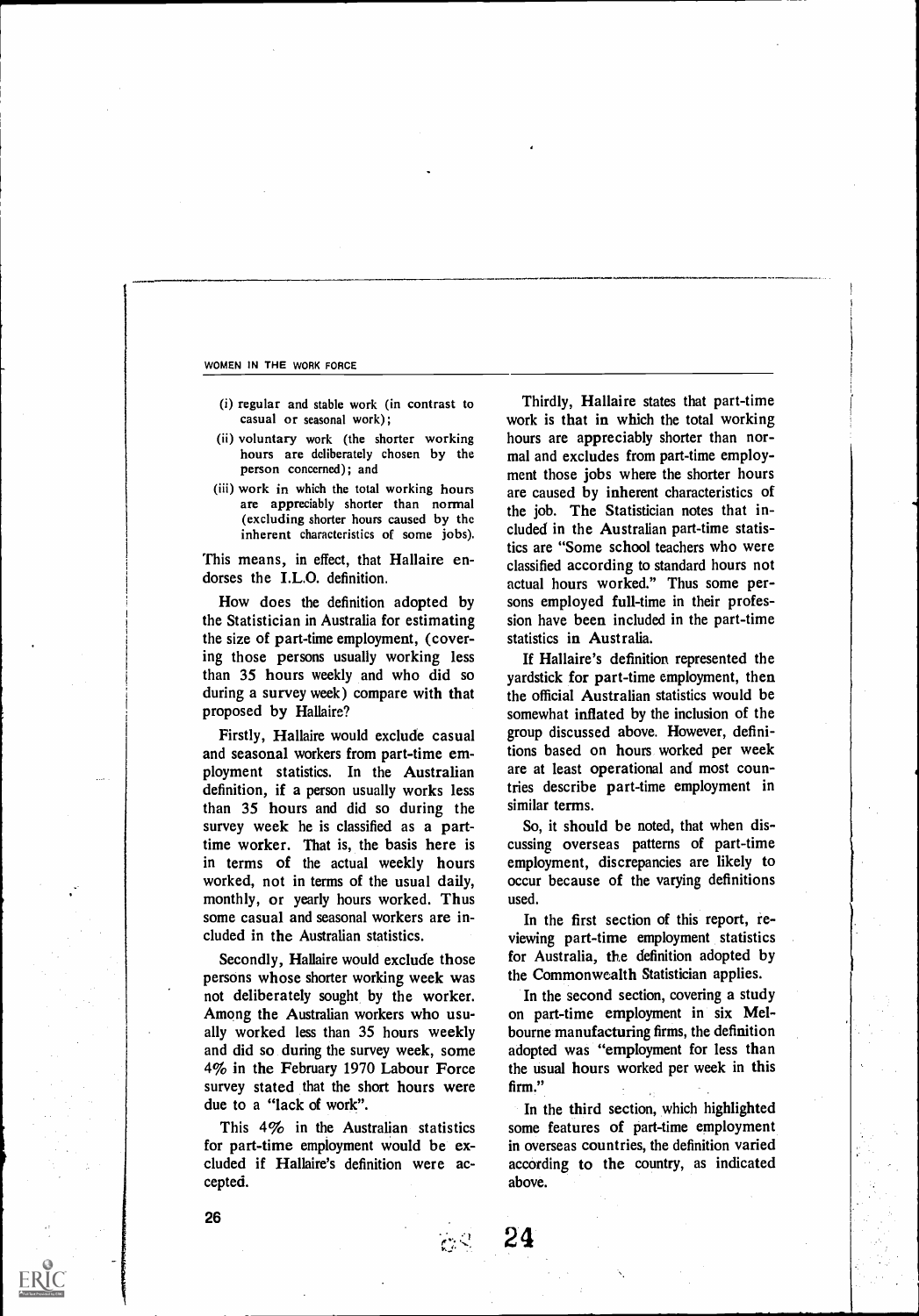(i) regular and stable work (in contrast to casual or seasonal work);
(ii) voluntary work (the shorter working hours are deliberately chosen by the person concerned); and
(iii) work in which the total working hours are appreciably shorter than normal (excluding shorter hours caused by the inherent characteristics of some jobs).

This means, in effect, that Hallaire endorses the I.L.O. definition.

How does the definition adopted by the Statistician in Australia for estimating the size of part-time employment, (covering those persons usually working less than 35 hours weekly and who did so during a survey week) compare with that proposed by Hallaire?

Firstly, Hallaire would exclude casual and seasonal workers from part-time employment statistics. In the Australian definition, if a person usually works less than 35 hours and did so during the survey week he is classified as a part-time worker. That is, the basis here is in terms of the actual weekly hours worked, not in terms of the usual daily, monthly, or yearly hours worked. Thus some casual and seasonal workers are included in the Australian statistics.

Secondly, Hallaire would exclude those persons whose shorter working week was not deliberately sought by the worker. Among the Australian workers who usually worked less than 35 hours weekly and did so during the survey week, some 4% in the February 1970 Labour Force survey stated that the short hours were due to a "lack of work".

This 4% in the Australian statistics for part-time employment would be excluded if Hallaire's definition were accepted.

Thirdly, Hallaire states that part-time work is that in which the total working hours are appreciably shorter than normal and excludes from part-time employment those jobs where the shorter hours are caused by inherent characteristics of the job. The Statistician notes that included in the Australian part-time statistics are "Some school teachers who were classified according to standard hours not actual hours worked." Thus some persons employed full-time in their profession have been included in the part-time statistics in Australia.

If Hallaire's definition represented the yardstick for part-time employment, then the official Australian statistics would be somewhat inflated by the inclusion of the group discussed above. However, definitions based on hours worked per week are at least operational and most countries describe part-time employment in similar terms.

So, it should be noted, that when discussing overseas patterns of part-time employment, discrepancies are likely to occur because of the varying definitions used.

In the first section of this report, reviewing part-time employment statistics for Australia, the definition adopted by the Commonwealth Statistician applies.

In the second section, covering a study on part-time employment in six Melbourne manufacturing firms, the definition adopted was "employment for less than the usual hours worked per week in this firm."

In the third section, which highlighted some features of part-time employment in overseas countries, the definition varied according to the country, as indicated above.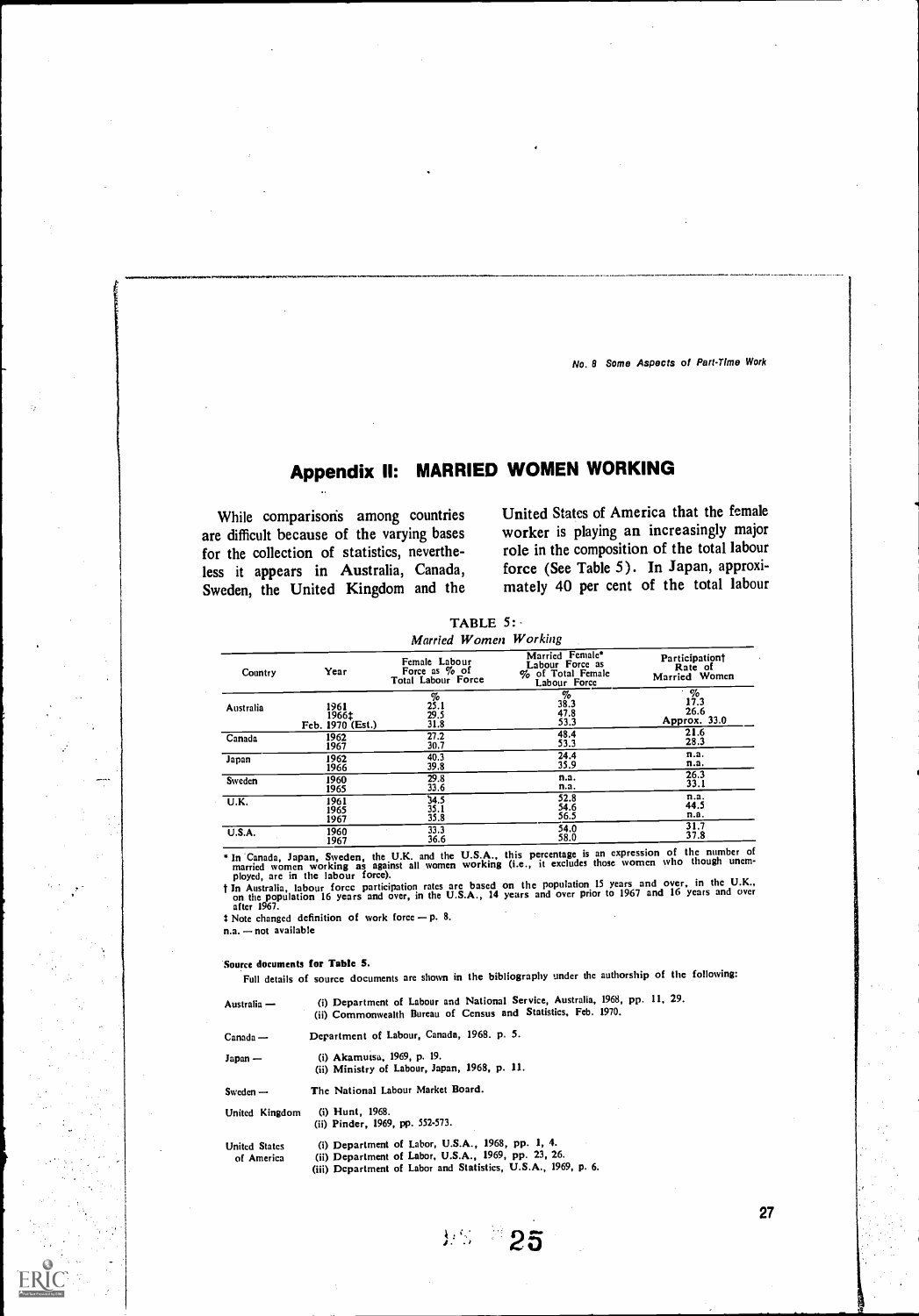## Appendix II: MARRIED WOMEN WORKING

While comparisons among countries are difficult because of the varying bases for the collection of statistics, nevertheless it appears in Australia, Canada, Sweden, the United Kingdom and the United States of America that the female worker is playing an increasingly major role in the composition of the total labour force (See Table 5). In Japan, approximately 40 per cent of the total labour

TABLE 5:

*Married Women Working*

| Country | Year | Female Labour Force as % of Total Labour Force | Married Female* Labour Force as % of Total Female Labour Force | Participation† Rate of Married Women |
|---|---|---|---|---|
| | | % | % | % |
| Australia | 1961 | 25.1 | 38.3 | 17.3 |
| | 1966‡ | 29.5 | 47.8 | 26.6 |
| | Feb. 1970 (Est.) | 31.8 | 53.3 | Approx. 33.0 |
| Canada | 1962 | 27.2 | 48.4 | 21.6 |
| | 1967 | 30.7 | 53.3 | 28.3 |
| Japan | 1962 | 40.3 | 24.4 | n.a. |
| | 1966 | 39.8 | 35.9 | n.a. |
| Sweden | 1960 | 29.8 | n.a. | 26.3 |
| | 1965 | 33.6 | n.a. | 33.1 |
| U.K. | 1961 | 34.5 | 52.8 | n.a. |
| | 1965 | 35.1 | 54.6 | 44.5 |
| | 1967 | 35.8 | 56.5 | n.a. |
| U.S.A. | 1960 | 33.3 | 54.0 | 31.7 |
| | 1967 | 36.6 | 58.0 | 37.8 |

\* In Canada, Japan, Sweden, the U.K. and the U.S.A., this percentage is an expression of the number of married women working as against all women working (i.e., it excludes those women who though unemployed, are in the labour force).

† In Australia, labour force participation rates are based on the population 15 years and over, in the U.K., on the population 16 years and over, in the U.S.A., 14 years and over prior to 1967 and 16 years and over after 1967.

‡ Note changed definition of work force — p. 8.

n.a. — not available

**Source documents for Table 5.**

Full details of source documents are shown in the bibliography under the authorship of the following:

Australia — (i) Department of Labour and National Service, Australia, 1968, pp. 11, 29.
(ii) Commonwealth Bureau of Census and Statistics, Feb. 1970.

Canada — Department of Labour, Canada, 1968. p. 5.

Japan — (i) Akamutsu, 1969, p. 19.
(ii) Ministry of Labour, Japan, 1968, p. 11.

Sweden — The National Labour Market Board.

United Kingdom (i) Hunt, 1968.
(ii) Pinder, 1969, pp. 552-573.

United States of America (i) Department of Labor, U.S.A., 1968, pp. 1, 4.
(ii) Department of Labor, U.S.A., 1969, pp. 23, 26.
(iii) Department of Labor and Statistics, U.S.A., 1969, p. 6.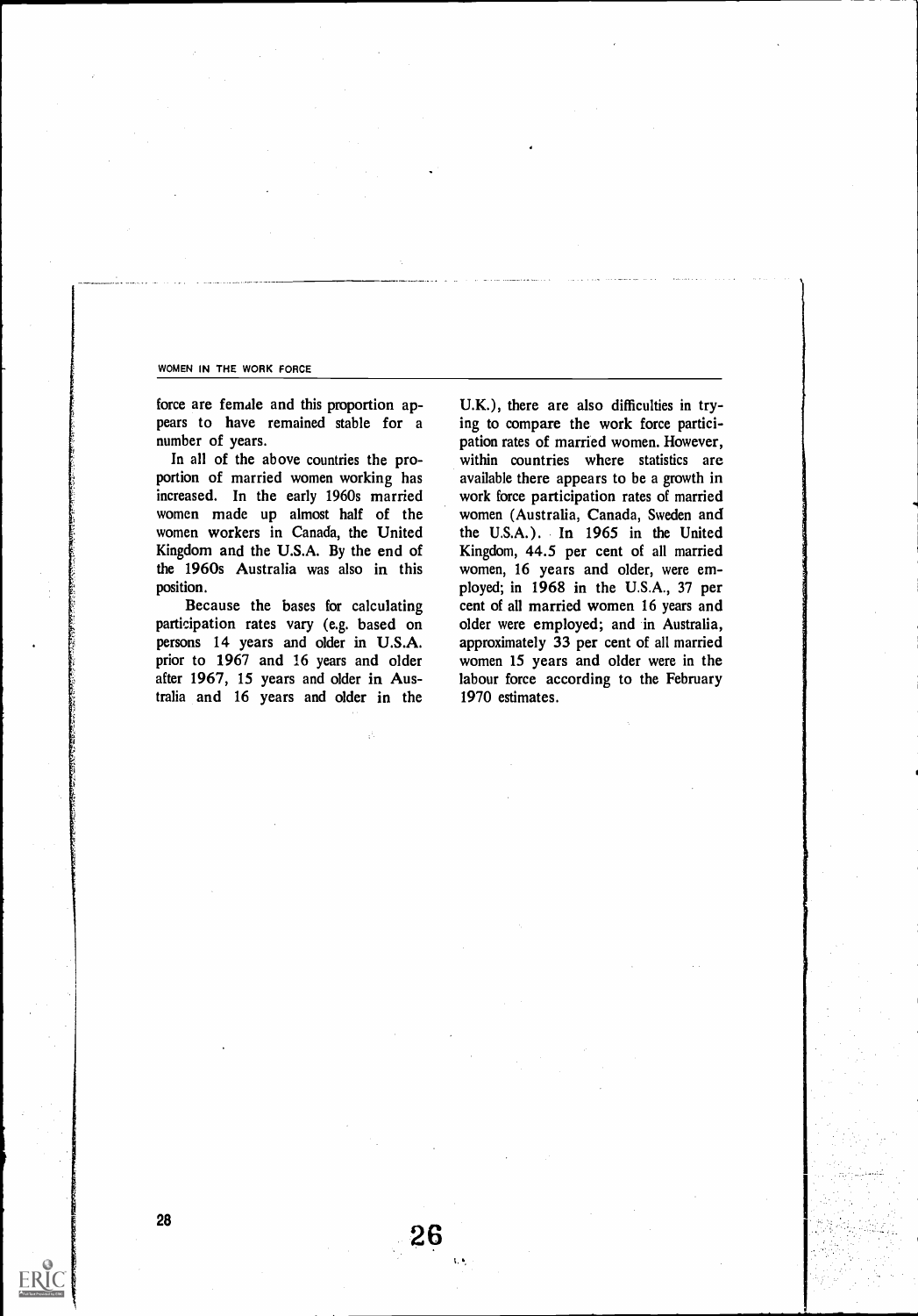force are female and this proportion appears to have remained stable for a number of years.

In all of the above countries the proportion of married women working has increased. In the early 1960s married women made up almost half of the women workers in Canada, the United Kingdom and the U.S.A. By the end of the 1960s Australia was also in this position.

Because the bases for calculating participation rates vary (e.g. based on persons 14 years and older in U.S.A. prior to 1967 and 16 years and older after 1967, 15 years and older in Australia and 16 years and older in the U.K.), there are also difficulties in trying to compare the work force participation rates of married women. However, within countries where statistics are available there appears to be a growth in work force participation rates of married women (Australia, Canada, Sweden and the U.S.A.). In 1965 in the United Kingdom, 44.5 per cent of all married women, 16 years and older, were employed; in 1968 in the U.S.A., 37 per cent of all married women 16 years and older were employed; and in Australia, approximately 33 per cent of all married women 15 years and older were in the labour force according to the February 1970 estimates.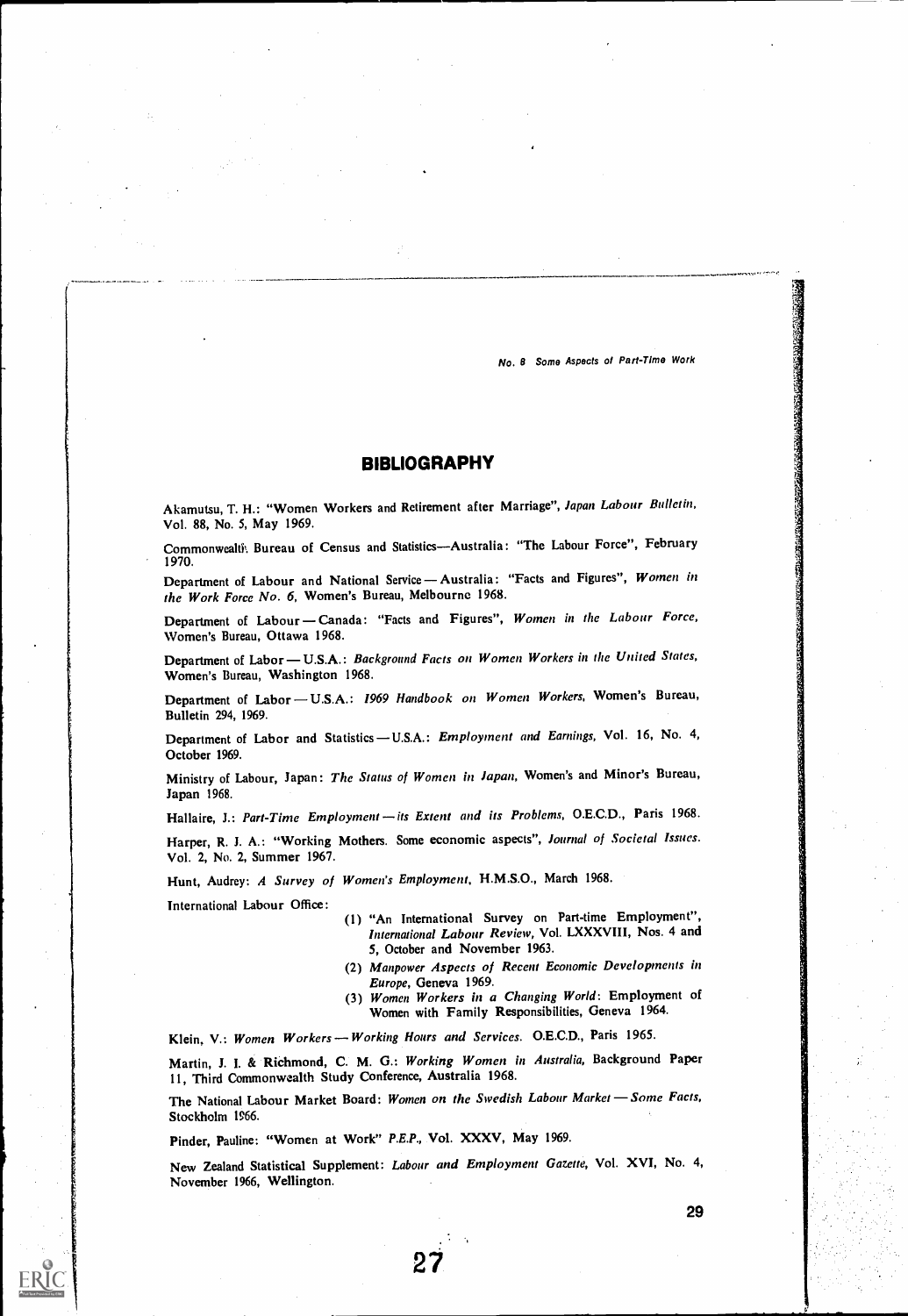## BIBLIOGRAPHY

Akamutsu, T. H.: "Women Workers and Retirement after Marriage", *Japan Labour Bulletin*, Vol. 88, No. 5, May 1969.

Commonwealth Bureau of Census and Statistics—Australia: "The Labour Force", February 1970.

Department of Labour and National Service — Australia: "Facts and Figures", *Women in the Work Force No. 6*, Women's Bureau, Melbourne 1968.

Department of Labour — Canada: "Facts and Figures", *Women in the Labour Force*, Women's Bureau, Ottawa 1968.

Department of Labor — U.S.A.: *Background Facts on Women Workers in the United States*, Women's Bureau, Washington 1968.

Department of Labor — U.S.A.: *1969 Handbook on Women Workers*, Women's Bureau, Bulletin 294, 1969.

Department of Labor and Statistics — U.S.A.: *Employment and Earnings*, Vol. 16, No. 4, October 1969.

Ministry of Labour, Japan: *The Status of Women in Japan*, Women's and Minor's Bureau, Japan 1968.

Hallaire, J.: *Part-Time Employment — its Extent and its Problems*, O.E.C.D., Paris 1968.

Harper, R. J. A.: "Working Mothers. Some economic aspects", *Journal of Societal Issues*. Vol. 2, No. 2, Summer 1967.

Hunt, Audrey: *A Survey of Women's Employment*, H.M.S.O., March 1968.

International Labour Office:

(1) "An International Survey on Part-time Employment", *International Labour Review*, Vol. LXXXVIII, Nos. 4 and 5, October and November 1963.

(2) *Manpower Aspects of Recent Economic Developments in Europe*, Geneva 1969.

(3) *Women Workers in a Changing World*: Employment of Women with Family Responsibilities, Geneva 1964.

Klein, V.: *Women Workers — Working Hours and Services*. O.E.C.D., Paris 1965.

Martin, J. I. & Richmond, C. M. G.: *Working Women in Australia*, Background Paper 11, Third Commonwealth Study Conference, Australia 1968.

The National Labour Market Board: *Women on the Swedish Labour Market — Some Facts*, Stockholm 1966.

Pinder, Pauline: "Women at Work" *P.E.P.*, Vol. XXXV, May 1969.

New Zealand Statistical Supplement: *Labour and Employment Gazette*, Vol. XVI, No. 4, November 1966, Wellington.